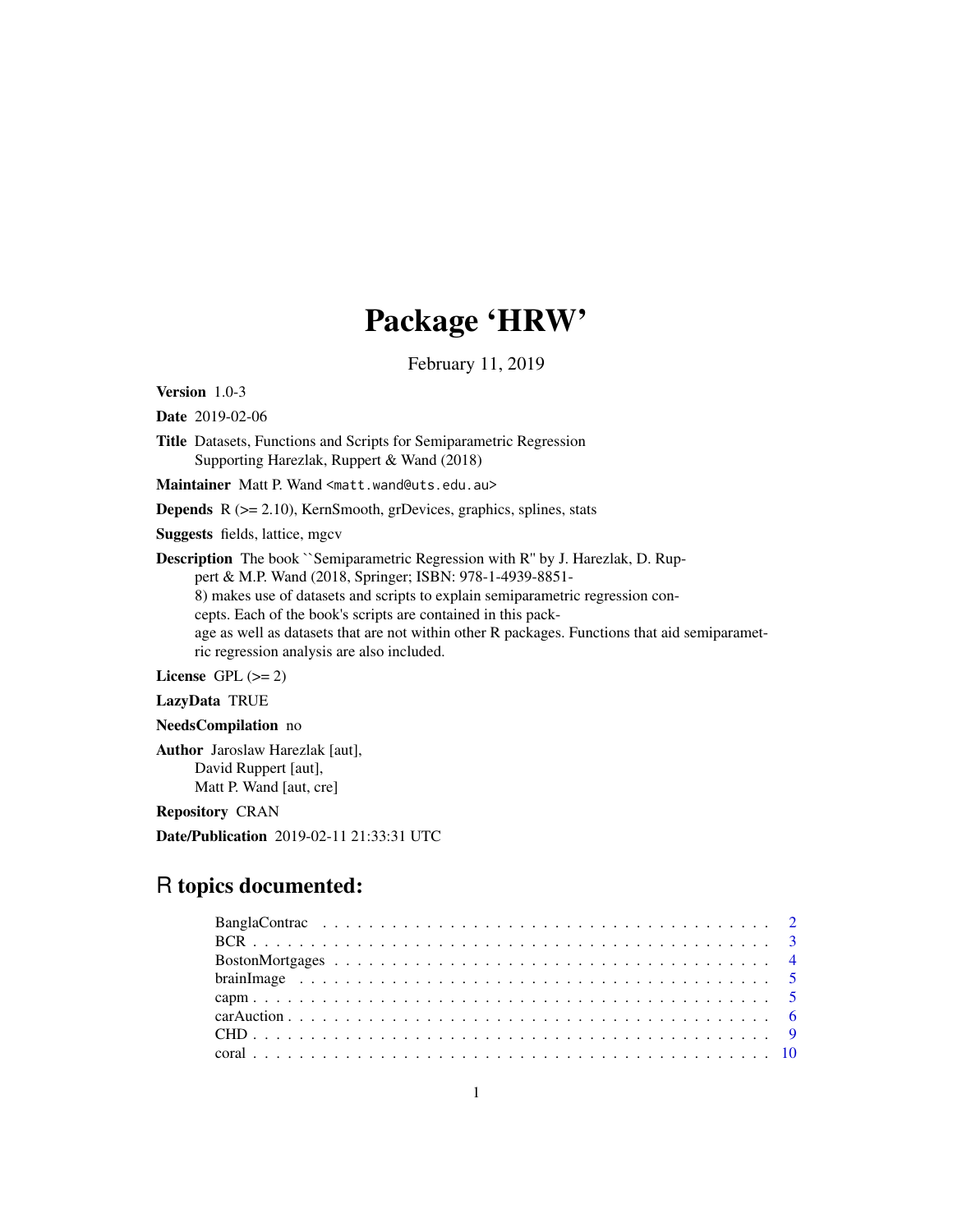# Package 'HRW'

February 11, 2019

**Version** 1.0-3

**Date** 2019-02-06

**Title** Datasets, Functions and Scripts for Semiparametric Regression Supporting Harezlak, Ruppert & Wand (2018)

**Maintainer** Matt P. Wand <matt.wand@uts.edu.au>

**Depends** R (>= 2.10), KernSmooth, grDevices, graphics, splines, stats

**Suggests** fields, lattice, mgcv

**Description** The book ``Semiparametric Regression with R'' by J. Harezlak, D. Ruppert & M.P. Wand (2018, Springer; ISBN: 978-1-4939-8851-8) makes use of datasets and scripts to explain semiparametric regression concepts. Each of the book's scripts are contained in this package as well as datasets that are not within other R packages. Functions that aid semiparametric regression analysis are also included.

**License** GPL (>= 2)

**LazyData** TRUE

**NeedsCompilation** no

**Author** Jaroslaw Harezlak [aut],
David Ruppert [aut],
Matt P. Wand [aut, cre]

**Repository** CRAN

**Date/Publication** 2019-02-11 21:33:31 UTC

## R topics documented:

- BanglaContrac . . . . . . . . . . 2
- BCR . . . . . . . . . . 3
- BostonMortgages . . . . . . . . . . 4
- brainImage . . . . . . . . . . 5
- capm . . . . . . . . . . 5
- carAuction . . . . . . . . . . 6
- CHD . . . . . . . . . . 9
- coral . . . . . . . . . . 10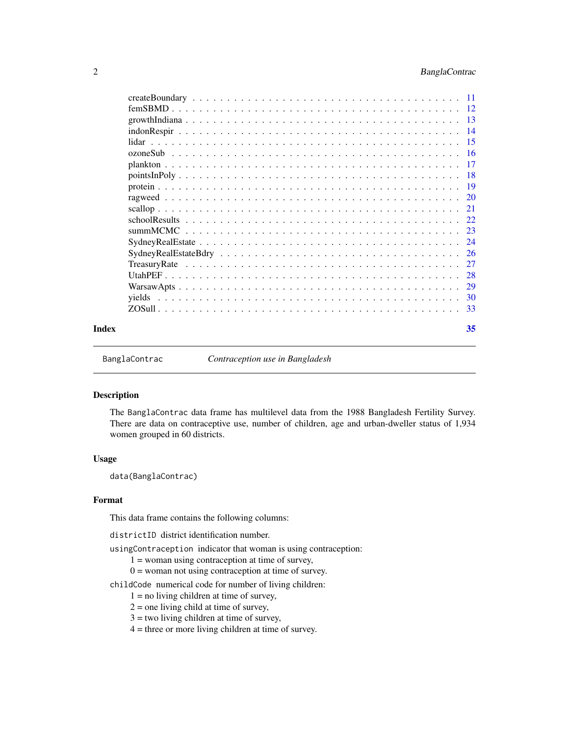createBoundary . . . . . . . . . . . . . . . . . . . . . . . . . . . . . . . . . . . 11
femSBMD . . . . . . . . . . . . . . . . . . . . . . . . . . . . . . . . . . . . . . 12
growthIndiana . . . . . . . . . . . . . . . . . . . . . . . . . . . . . . . . . . . 13
indonRespir . . . . . . . . . . . . . . . . . . . . . . . . . . . . . . . . . . . . 14
lidar . . . . . . . . . . . . . . . . . . . . . . . . . . . . . . . . . . . . . . . 15
ozoneSub . . . . . . . . . . . . . . . . . . . . . . . . . . . . . . . . . . . . . 16
plankton . . . . . . . . . . . . . . . . . . . . . . . . . . . . . . . . . . . . . 17
pointsInPoly . . . . . . . . . . . . . . . . . . . . . . . . . . . . . . . . . . . 18
protein . . . . . . . . . . . . . . . . . . . . . . . . . . . . . . . . . . . . . . 19
ragweed . . . . . . . . . . . . . . . . . . . . . . . . . . . . . . . . . . . . . . 20
scallop . . . . . . . . . . . . . . . . . . . . . . . . . . . . . . . . . . . . . . 21
schoolResults . . . . . . . . . . . . . . . . . . . . . . . . . . . . . . . . . . . 22
summMCMC . . . . . . . . . . . . . . . . . . . . . . . . . . . . . . . . . . . . . 23
SydneyRealEstate . . . . . . . . . . . . . . . . . . . . . . . . . . . . . . . . . 24
SydneyRealEstateBdry . . . . . . . . . . . . . . . . . . . . . . . . . . . . . . 26
TreasuryRate . . . . . . . . . . . . . . . . . . . . . . . . . . . . . . . . . . . 27
UtahPEF . . . . . . . . . . . . . . . . . . . . . . . . . . . . . . . . . . . . . . 28
WarsawApts . . . . . . . . . . . . . . . . . . . . . . . . . . . . . . . . . . . . 29
yields . . . . . . . . . . . . . . . . . . . . . . . . . . . . . . . . . . . . . . . 30
ZOSull . . . . . . . . . . . . . . . . . . . . . . . . . . . . . . . . . . . . . . . 33

**Index** **35**

---

`BanglaContrac` *Contraception use in Bangladesh*

---

## Description

The `BanglaContrac` data frame has multilevel data from the 1988 Bangladesh Fertility Survey. There are data on contraceptive use, number of children, age and urban-dweller status of 1,934 women grouped in 60 districts.

## Usage

```
data(BanglaContrac)
```

## Format

This data frame contains the following columns:

`districtID` district identification number.

`usingContraception` indicator that woman is using contraception:
1 = woman using contraception at time of survey,
0 = woman not using contraception at time of survey.

`childCode` numerical code for number of living children:
1 = no living children at time of survey,
2 = one living child at time of survey,
3 = two living children at time of survey,
4 = three or more living children at time of survey.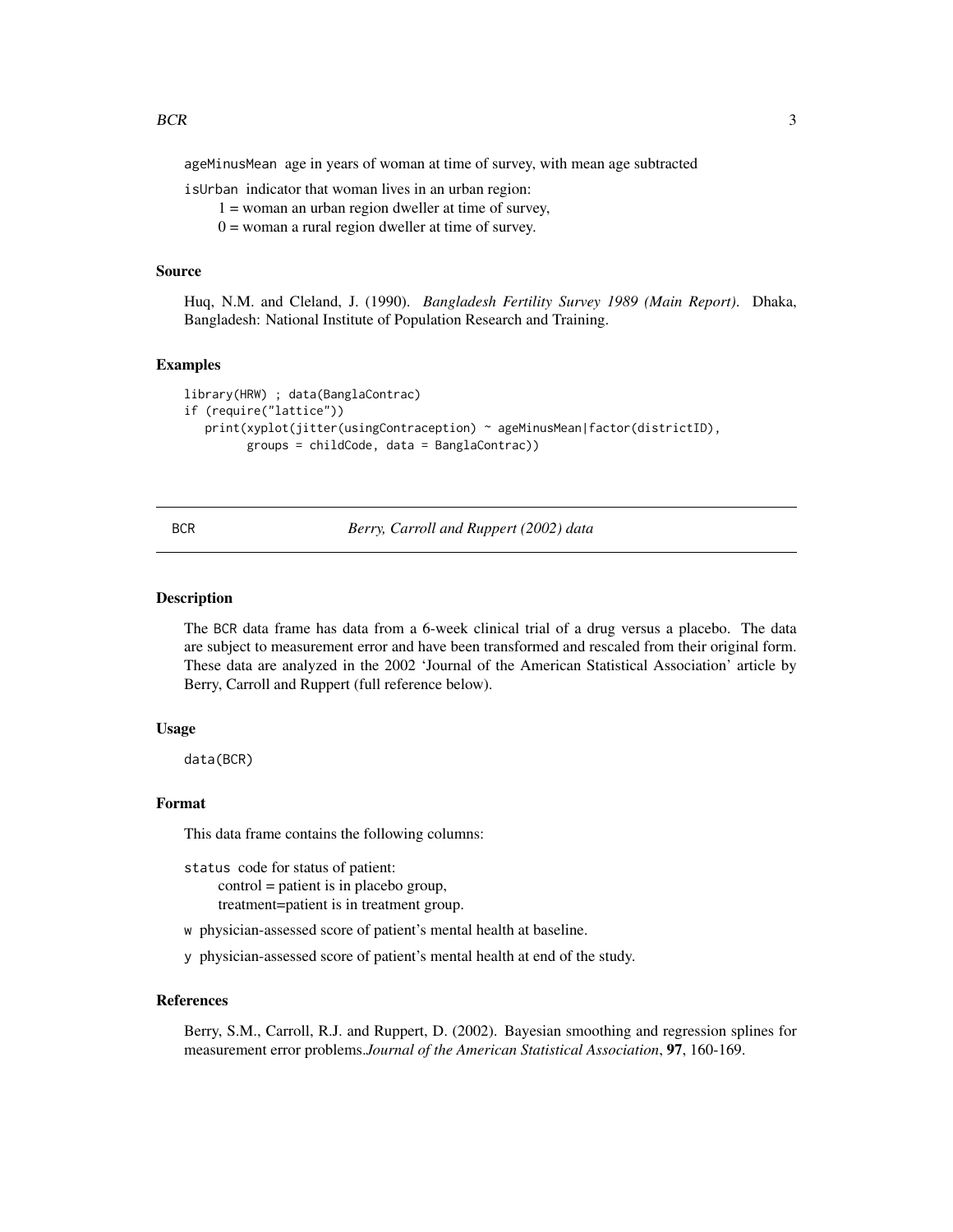ageMinusMean age in years of woman at time of survey, with mean age subtracted

isUrban indicator that woman lives in an urban region:
1 = woman an urban region dweller at time of survey,
0 = woman a rural region dweller at time of survey.

### Source

Huq, N.M. and Cleland, J. (1990). *Bangladesh Fertility Survey 1989 (Main Report)*. Dhaka, Bangladesh: National Institute of Population Research and Training.

### Examples

```
library(HRW) ; data(BanglaContrac)
if (require("lattice"))
   print(xyplot(jitter(usingContraception) ~ ageMinusMean|factor(districtID),
         groups = childCode, data = BanglaContrac))
```

---

## BCR — *Berry, Carroll and Ruppert (2002) data*

---

### Description

The BCR data frame has data from a 6-week clinical trial of a drug versus a placebo. The data are subject to measurement error and have been transformed and rescaled from their original form. These data are analyzed in the 2002 'Journal of the American Statistical Association' article by Berry, Carroll and Ruppert (full reference below).

### Usage

```
data(BCR)
```

### Format

This data frame contains the following columns:

status code for status of patient:
control = patient is in placebo group,
treatment=patient is in treatment group.

w physician-assessed score of patient's mental health at baseline.

y physician-assessed score of patient's mental health at end of the study.

### References

Berry, S.M., Carroll, R.J. and Ruppert, D. (2002). Bayesian smoothing and regression splines for measurement error problems.*Journal of the American Statistical Association*, **97**, 160-169.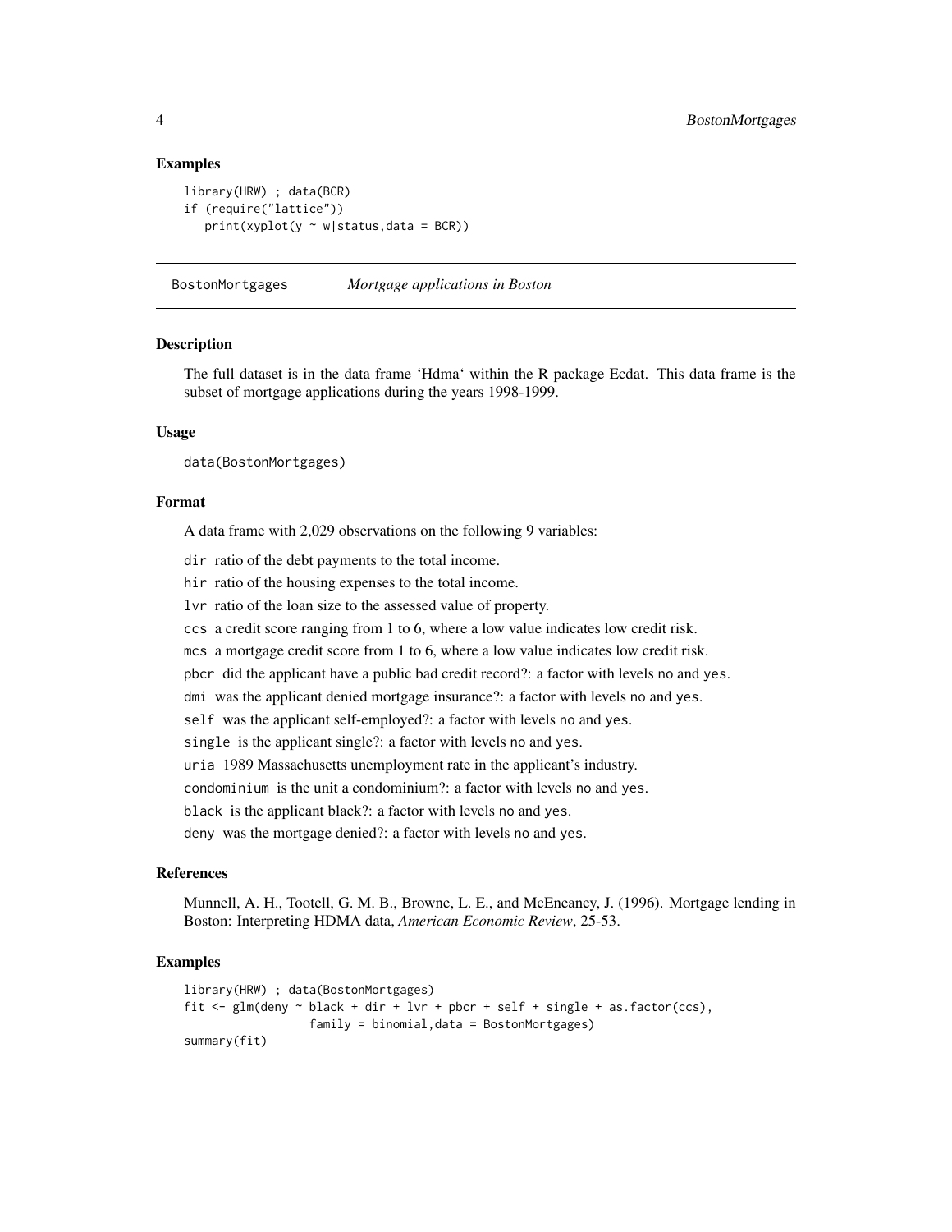## Examples

```
library(HRW) ; data(BCR)
if (require("lattice"))
   print(xyplot(y ~ w|status,data = BCR))
```

---

## BostonMortgages *Mortgage applications in Boston*

---

### Description

The full dataset is in the data frame 'Hdma' within the R package Ecdat. This data frame is the subset of mortgage applications during the years 1998-1999.

### Usage

```
data(BostonMortgages)
```

### Format

A data frame with 2,029 observations on the following 9 variables:

- `dir` ratio of the debt payments to the total income.
- `hir` ratio of the housing expenses to the total income.
- `lvr` ratio of the loan size to the assessed value of property.
- `ccs` a credit score ranging from 1 to 6, where a low value indicates low credit risk.
- `mcs` a mortgage credit score from 1 to 6, where a low value indicates low credit risk.
- `pbcr` did the applicant have a public bad credit record?: a factor with levels `no` and `yes`.
- `dmi` was the applicant denied mortgage insurance?: a factor with levels `no` and `yes`.
- `self` was the applicant self-employed?: a factor with levels `no` and `yes`.
- `single` is the applicant single?: a factor with levels `no` and `yes`.
- `uria` 1989 Massachusetts unemployment rate in the applicant's industry.
- `condominium` is the unit a condominium?: a factor with levels `no` and `yes`.
- `black` is the applicant black?: a factor with levels `no` and `yes`.
- `deny` was the mortgage denied?: a factor with levels `no` and `yes`.

### References

Munnell, A. H., Tootell, G. M. B., Browne, L. E., and McEneaney, J. (1996). Mortgage lending in Boston: Interpreting HDMA data, *American Economic Review*, 25-53.

### Examples

```
library(HRW) ; data(BostonMortgages)
fit <- glm(deny ~ black + dir + lvr + pbcr + self + single + as.factor(ccs),
                 family = binomial,data = BostonMortgages)
summary(fit)
```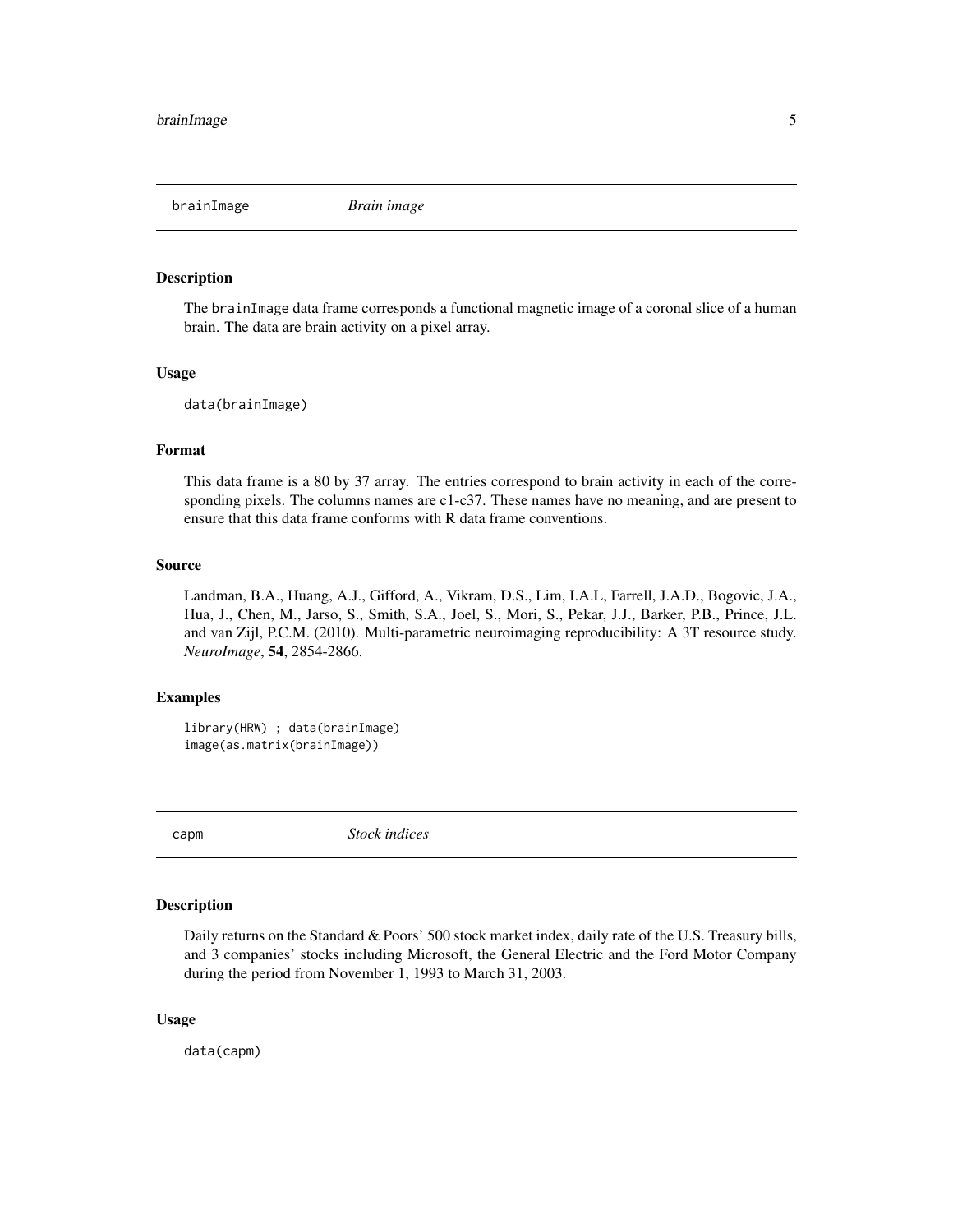## brainImage *Brain image*

### Description

The brainImage data frame corresponds a functional magnetic image of a coronal slice of a human brain. The data are brain activity on a pixel array.

### Usage

```
data(brainImage)
```

### Format

This data frame is a 80 by 37 array. The entries correspond to brain activity in each of the corresponding pixels. The columns names are c1-c37. These names have no meaning, and are present to ensure that this data frame conforms with R data frame conventions.

### Source

Landman, B.A., Huang, A.J., Gifford, A., Vikram, D.S., Lim, I.A.L, Farrell, J.A.D., Bogovic, J.A., Hua, J., Chen, M., Jarso, S., Smith, S.A., Joel, S., Mori, S., Pekar, J.J., Barker, P.B., Prince, J.L. and van Zijl, P.C.M. (2010). Multi-parametric neuroimaging reproducibility: A 3T resource study. *NeuroImage*, **54**, 2854-2866.

### Examples

```
library(HRW) ; data(brainImage)
image(as.matrix(brainImage))
```

## capm *Stock indices*

### Description

Daily returns on the Standard & Poors' 500 stock market index, daily rate of the U.S. Treasury bills, and 3 companies' stocks including Microsoft, the General Electric and the Ford Motor Company during the period from November 1, 1993 to March 31, 2003.

### Usage

```
data(capm)
```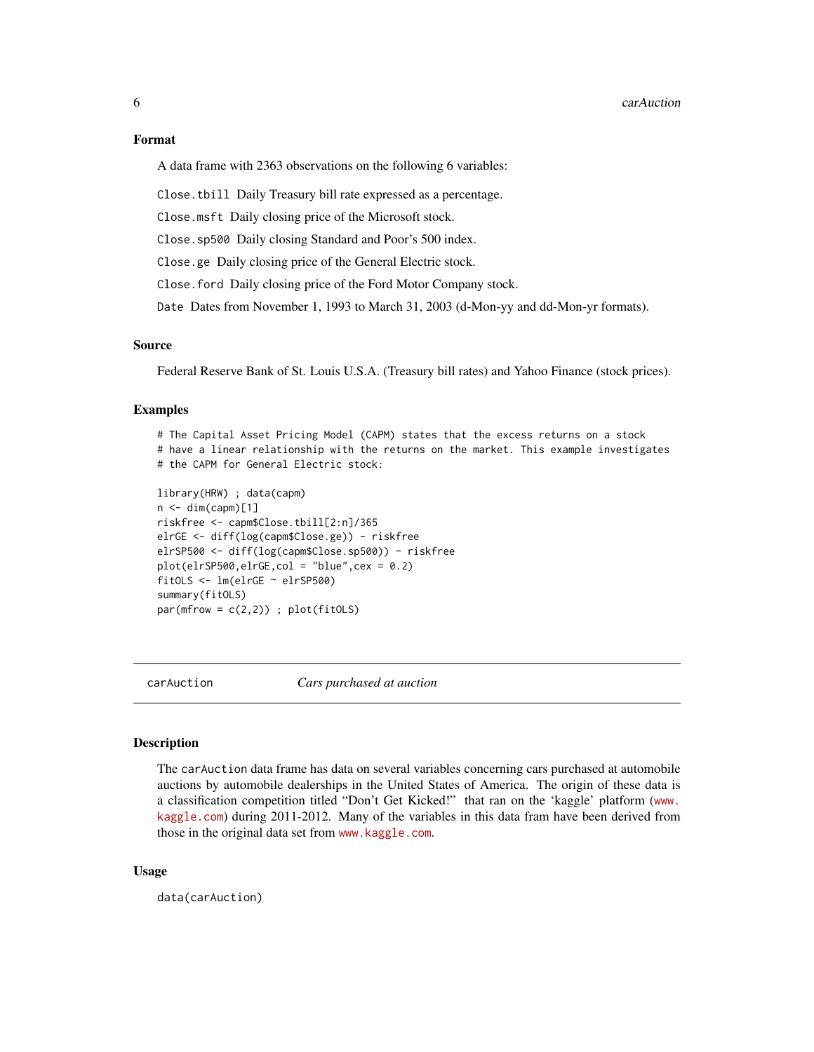### Format

A data frame with 2363 observations on the following 6 variables:

`Close.tbill` Daily Treasury bill rate expressed as a percentage.

`Close.msft` Daily closing price of the Microsoft stock.

`Close.sp500` Daily closing Standard and Poor's 500 index.

`Close.ge` Daily closing price of the General Electric stock.

`Close.ford` Daily closing price of the Ford Motor Company stock.

`Date` Dates from November 1, 1993 to March 31, 2003 (d-Mon-yy and dd-Mon-yr formats).

### Source

Federal Reserve Bank of St. Louis U.S.A. (Treasury bill rates) and Yahoo Finance (stock prices).

### Examples

```
# The Capital Asset Pricing Model (CAPM) states that the excess returns on a stock
# have a linear relationship with the returns on the market. This example investigates
# the CAPM for General Electric stock:

library(HRW) ; data(capm)
n <- dim(capm)[1]
riskfree <- capm$Close.tbill[2:n]/365
elrGE <- diff(log(capm$Close.ge)) - riskfree
elrSP500 <- diff(log(capm$Close.sp500)) - riskfree
plot(elrSP500,elrGE,col = "blue",cex = 0.2)
fitOLS <- lm(elrGE ~ elrSP500)
summary(fitOLS)
par(mfrow = c(2,2)) ; plot(fitOLS)
```

---

## carAuction — *Cars purchased at auction*

### Description

The `carAuction` data frame has data on several variables concerning cars purchased at automobile auctions by automobile dealerships in the United States of America. The origin of these data is a classification competition titled "Don't Get Kicked!" that ran on the 'kaggle' platform (www.kaggle.com) during 2011-2012. Many of the variables in this data fram have been derived from those in the original data set from www.kaggle.com.

### Usage

```
data(carAuction)
```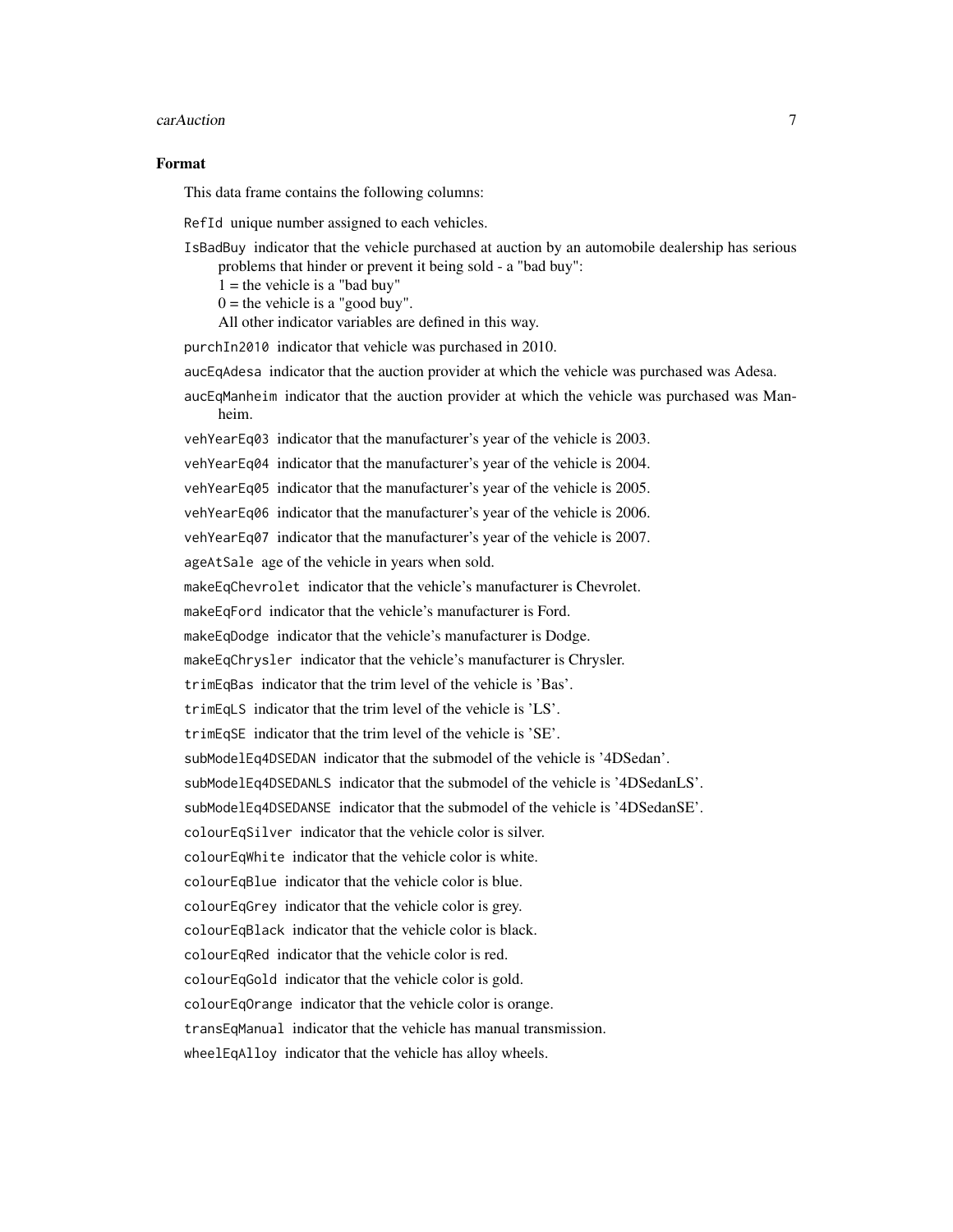### Format

This data frame contains the following columns:

`RefId` unique number assigned to each vehicles.

`IsBadBuy` indicator that the vehicle purchased at auction by an automobile dealership has serious problems that hinder or prevent it being sold - a "bad buy":
1 = the vehicle is a "bad buy"
0 = the vehicle is a "good buy".
All other indicator variables are defined in this way.

`purchIn2010` indicator that vehicle was purchased in 2010.

`aucEqAdesa` indicator that the auction provider at which the vehicle was purchased was Adesa.

`aucEqManheim` indicator that the auction provider at which the vehicle was purchased was Manheim.

`vehYearEq03` indicator that the manufacturer's year of the vehicle is 2003.

`vehYearEq04` indicator that the manufacturer's year of the vehicle is 2004.

`vehYearEq05` indicator that the manufacturer's year of the vehicle is 2005.

`vehYearEq06` indicator that the manufacturer's year of the vehicle is 2006.

`vehYearEq07` indicator that the manufacturer's year of the vehicle is 2007.

`ageAtSale` age of the vehicle in years when sold.

`makeEqChevrolet` indicator that the vehicle's manufacturer is Chevrolet.

`makeEqFord` indicator that the vehicle's manufacturer is Ford.

`makeEqDodge` indicator that the vehicle's manufacturer is Dodge.

`makeEqChrysler` indicator that the vehicle's manufacturer is Chrysler.

`trimEqBas` indicator that the trim level of the vehicle is 'Bas'.

`trimEqLS` indicator that the trim level of the vehicle is 'LS'.

`trimEqSE` indicator that the trim level of the vehicle is 'SE'.

`subModelEq4DSEDAN` indicator that the submodel of the vehicle is '4DSedan'.

`subModelEq4DSEDANLS` indicator that the submodel of the vehicle is '4DSedanLS'.

`subModelEq4DSEDANSE` indicator that the submodel of the vehicle is '4DSedanSE'.

`colourEqSilver` indicator that the vehicle color is silver.

`colourEqWhite` indicator that the vehicle color is white.

`colourEqBlue` indicator that the vehicle color is blue.

`colourEqGrey` indicator that the vehicle color is grey.

`colourEqBlack` indicator that the vehicle color is black.

`colourEqRed` indicator that the vehicle color is red.

`colourEqGold` indicator that the vehicle color is gold.

`colourEqOrange` indicator that the vehicle color is orange.

`transEqManual` indicator that the vehicle has manual transmission.

`wheelEqAlloy` indicator that the vehicle has alloy wheels.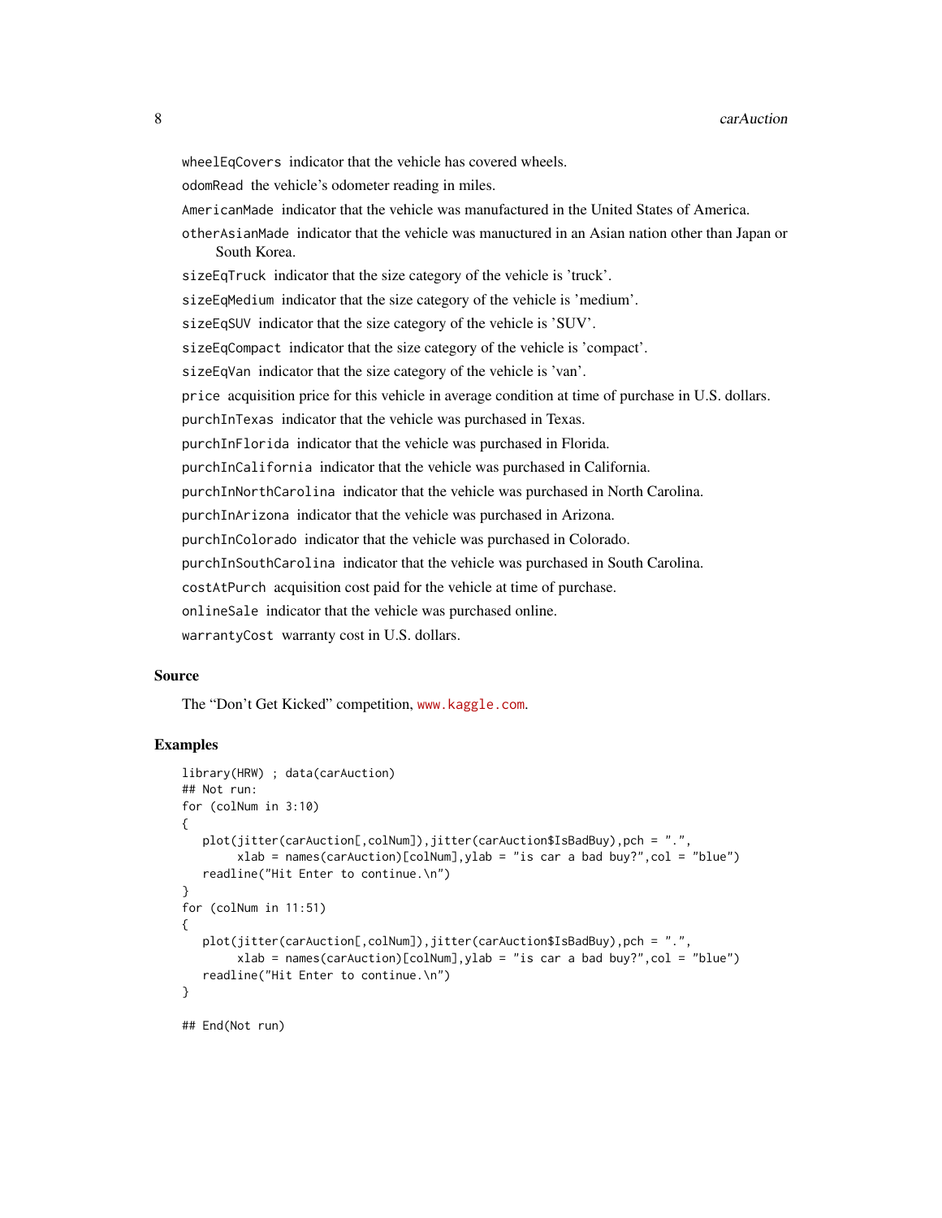`wheelEqCovers` indicator that the vehicle has covered wheels.

`odomRead` the vehicle's odometer reading in miles.

`AmericanMade` indicator that the vehicle was manufactured in the United States of America.

`otherAsianMade` indicator that the vehicle was manuctured in an Asian nation other than Japan or South Korea.

`sizeEqTruck` indicator that the size category of the vehicle is 'truck'.

`sizeEqMedium` indicator that the size category of the vehicle is 'medium'.

`sizeEqSUV` indicator that the size category of the vehicle is 'SUV'.

`sizeEqCompact` indicator that the size category of the vehicle is 'compact'.

`sizeEqVan` indicator that the size category of the vehicle is 'van'.

`price` acquisition price for this vehicle in average condition at time of purchase in U.S. dollars.

`purchInTexas` indicator that the vehicle was purchased in Texas.

`purchInFlorida` indicator that the vehicle was purchased in Florida.

`purchInCalifornia` indicator that the vehicle was purchased in California.

`purchInNorthCarolina` indicator that the vehicle was purchased in North Carolina.

`purchInArizona` indicator that the vehicle was purchased in Arizona.

`purchInColorado` indicator that the vehicle was purchased in Colorado.

`purchInSouthCarolina` indicator that the vehicle was purchased in South Carolina.

`costAtPurch` acquisition cost paid for the vehicle at time of purchase.

`onlineSale` indicator that the vehicle was purchased online.

`warrantyCost` warranty cost in U.S. dollars.

## Source

The "Don't Get Kicked" competition, www.kaggle.com.

## Examples

```
library(HRW) ; data(carAuction)
## Not run:
for (colNum in 3:10)
{
   plot(jitter(carAuction[,colNum]),jitter(carAuction$IsBadBuy),pch = ".",
        xlab = names(carAuction)[colNum],ylab = "is car a bad buy?",col = "blue")
   readline("Hit Enter to continue.\n")
}
for (colNum in 11:51)
{
   plot(jitter(carAuction[,colNum]),jitter(carAuction$IsBadBuy),pch = ".",
        xlab = names(carAuction)[colNum],ylab = "is car a bad buy?",col = "blue")
   readline("Hit Enter to continue.\n")
}

## End(Not run)
```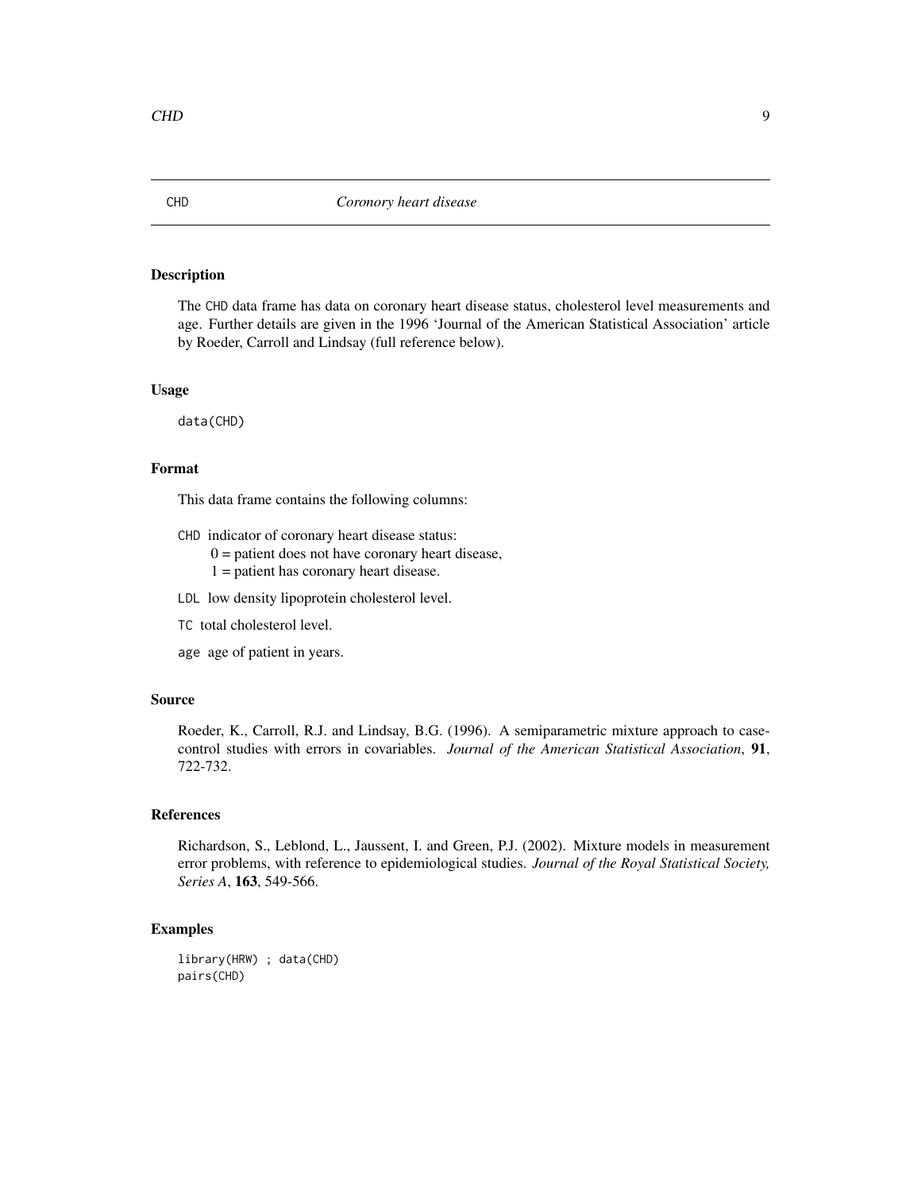CHD *Coronory heart disease*

## Description

The CHD data frame has data on coronary heart disease status, cholesterol level measurements and age. Further details are given in the 1996 'Journal of the American Statistical Association' article by Roeder, Carroll and Lindsay (full reference below).

## Usage

```
data(CHD)
```

## Format

This data frame contains the following columns:

- CHD indicator of coronary heart disease status:
  - 0 = patient does not have coronary heart disease,
  - 1 = patient has coronary heart disease.
- LDL low density lipoprotein cholesterol level.
- TC total cholesterol level.
- age age of patient in years.

## Source

Roeder, K., Carroll, R.J. and Lindsay, B.G. (1996). A semiparametric mixture approach to case-control studies with errors in covariables. *Journal of the American Statistical Association*, **91**, 722-732.

## References

Richardson, S., Leblond, L., Jaussent, I. and Green, P.J. (2002). Mixture models in measurement error problems, with reference to epidemiological studies. *Journal of the Royal Statistical Society, Series A*, **163**, 549-566.

## Examples

```
library(HRW) ; data(CHD)
pairs(CHD)
```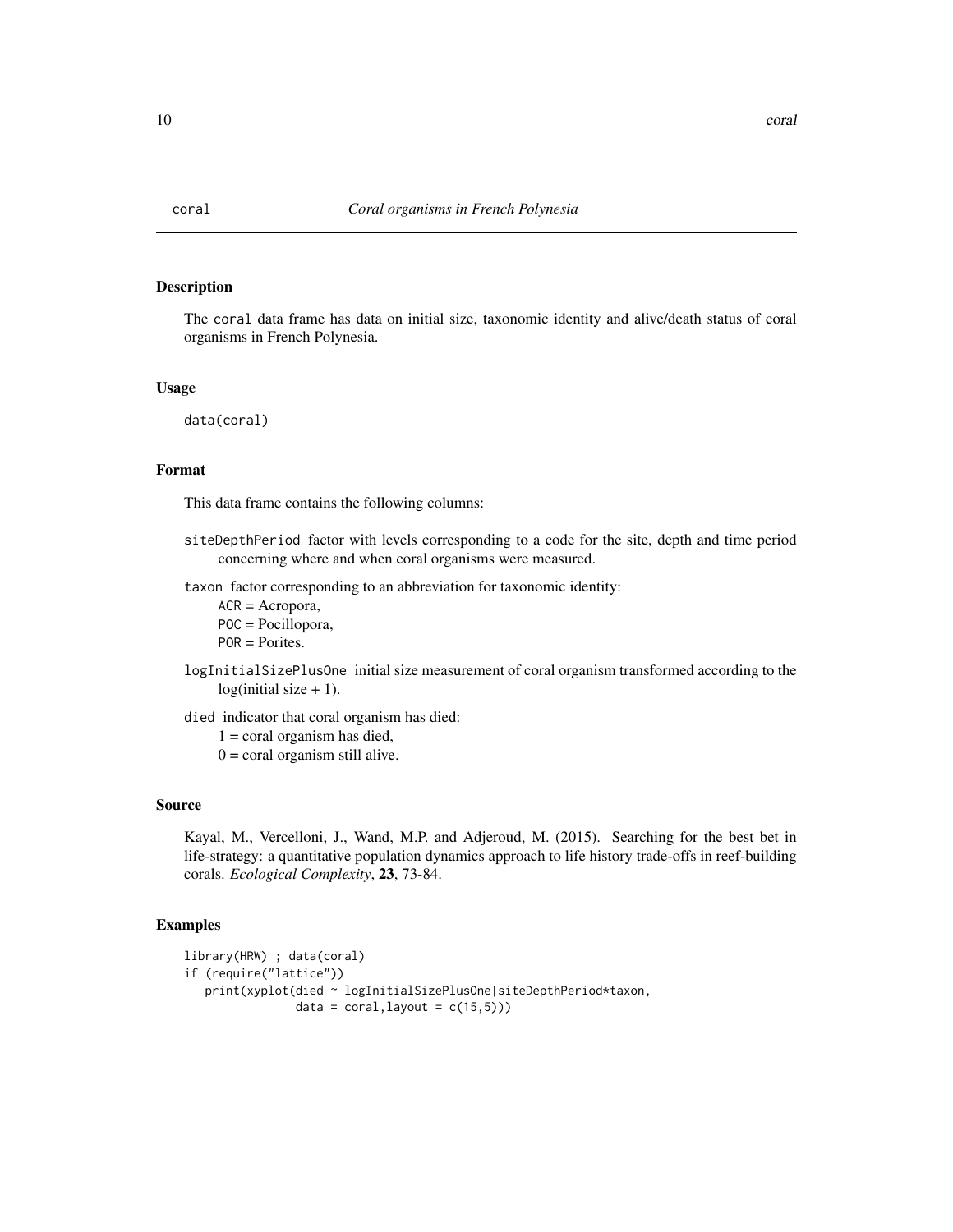# coral — *Coral organisms in French Polynesia*

## Description

The coral data frame has data on initial size, taxonomic identity and alive/death status of coral organisms in French Polynesia.

## Usage

```
data(coral)
```

## Format

This data frame contains the following columns:

siteDepthPeriod factor with levels corresponding to a code for the site, depth and time period concerning where and when coral organisms were measured.

taxon factor corresponding to an abbreviation for taxonomic identity:
ACR = Acropora,
POC = Pocillopora,
POR = Porites.

logInitialSizePlusOne initial size measurement of coral organism transformed according to the log(initial size + 1).

died indicator that coral organism has died:
1 = coral organism has died,
0 = coral organism still alive.

## Source

Kayal, M., Vercelloni, J., Wand, M.P. and Adjeroud, M. (2015). Searching for the best bet in life-strategy: a quantitative population dynamics approach to life history trade-offs in reef-building corals. *Ecological Complexity*, **23**, 73-84.

## Examples

```
library(HRW) ; data(coral)
if (require("lattice"))
   print(xyplot(died ~ logInitialSizePlusOne|siteDepthPeriod*taxon,
                data = coral,layout = c(15,5)))
```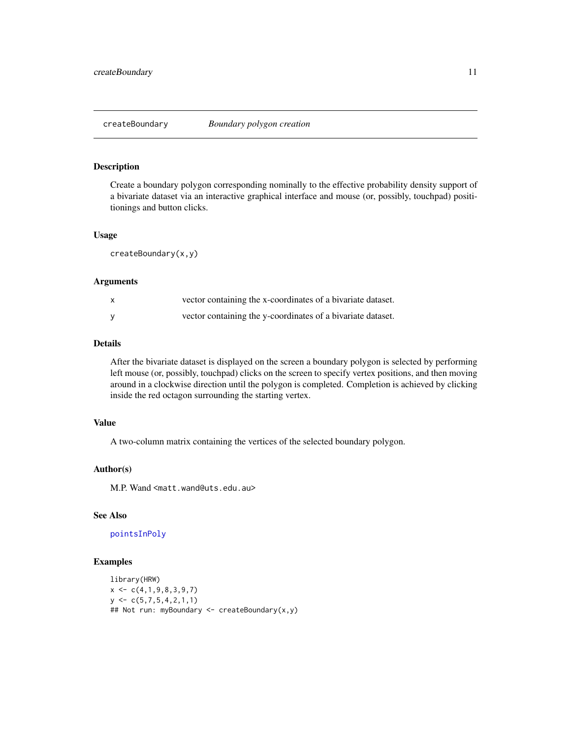# createBoundary    *Boundary polygon creation*

## Description

Create a boundary polygon corresponding nominally to the effective probability density support of a bivariate dataset via an interactive graphical interface and mouse (or, possibly, touchpad) positionings and button clicks.

## Usage

```
createBoundary(x,y)
```

## Arguments

| | |
|---|---|
| x | vector containing the x-coordinates of a bivariate dataset. |
| y | vector containing the y-coordinates of a bivariate dataset. |

## Details

After the bivariate dataset is displayed on the screen a boundary polygon is selected by performing left mouse (or, possibly, touchpad) clicks on the screen to specify vertex positions, and then moving around in a clockwise direction until the polygon is completed. Completion is achieved by clicking inside the red octagon surrounding the starting vertex.

## Value

A two-column matrix containing the vertices of the selected boundary polygon.

## Author(s)

M.P. Wand <matt.wand@uts.edu.au>

## See Also

pointsInPoly

## Examples

```
library(HRW)
x <- c(4,1,9,8,3,9,7)
y <- c(5,7,5,4,2,1,1)
## Not run: myBoundary <- createBoundary(x,y)
```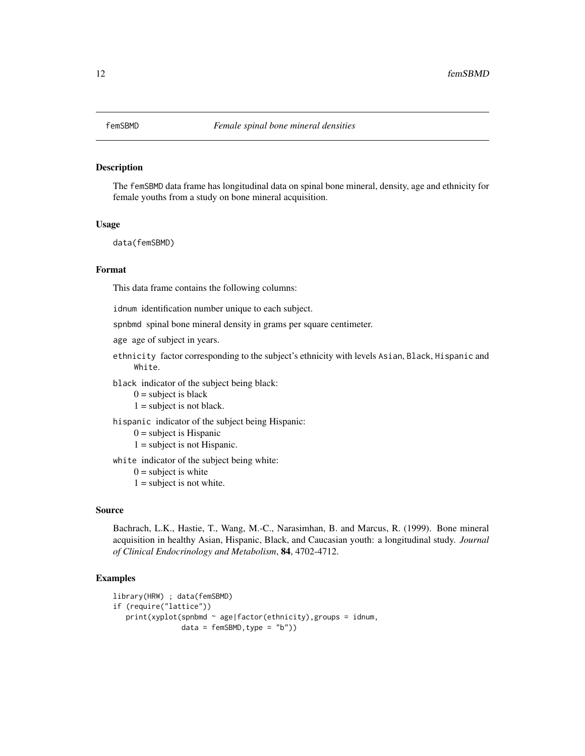femSBMD *Female spinal bone mineral densities*

## Description

The femSBMD data frame has longitudinal data on spinal bone mineral, density, age and ethnicity for female youths from a study on bone mineral acquisition.

## Usage

```
data(femSBMD)
```

## Format

This data frame contains the following columns:

`idnum` identification number unique to each subject.

`spnbmd` spinal bone mineral density in grams per square centimeter.

`age` age of subject in years.

`ethnicity` factor corresponding to the subject's ethnicity with levels `Asian`, `Black`, `Hispanic` and `White`.

`black` indicator of the subject being black:
- 0 = subject is black
- 1 = subject is not black.

`hispanic` indicator of the subject being Hispanic:
- 0 = subject is Hispanic
- 1 = subject is not Hispanic.

`white` indicator of the subject being white:
- 0 = subject is white
- 1 = subject is not white.

## Source

Bachrach, L.K., Hastie, T., Wang, M.-C., Narasimhan, B. and Marcus, R. (1999). Bone mineral acquisition in healthy Asian, Hispanic, Black, and Caucasian youth: a longitudinal study. *Journal of Clinical Endocrinology and Metabolism*, **84**, 4702-4712.

## Examples

```
library(HRW) ; data(femSBMD)
if (require("lattice"))
   print(xyplot(spnbmd ~ age|factor(ethnicity),groups = idnum,
                data = femSBMD,type = "b"))
```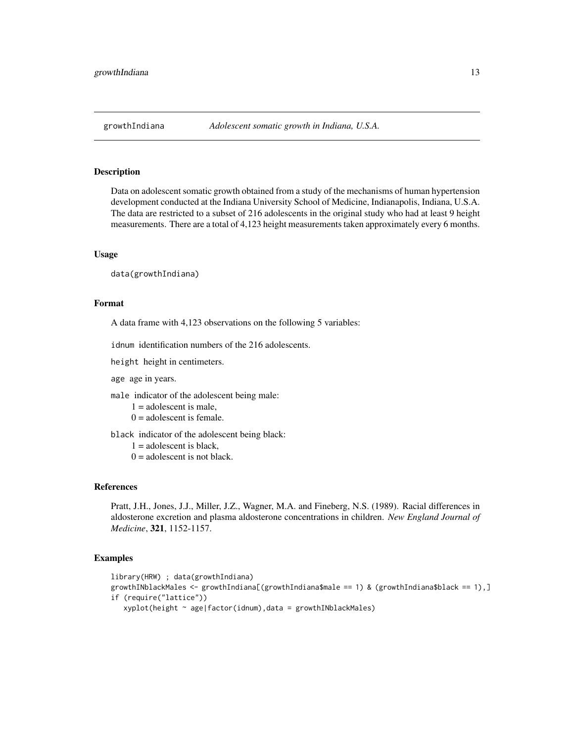## growthIndiana *Adolescent somatic growth in Indiana, U.S.A.*

### Description

Data on adolescent somatic growth obtained from a study of the mechanisms of human hypertension development conducted at the Indiana University School of Medicine, Indianapolis, Indiana, U.S.A. The data are restricted to a subset of 216 adolescents in the original study who had at least 9 height measurements. There are a total of 4,123 height measurements taken approximately every 6 months.

### Usage

```
data(growthIndiana)
```

### Format

A data frame with 4,123 observations on the following 5 variables:

`idnum` identification numbers of the 216 adolescents.

`height` height in centimeters.

`age` age in years.

`male` indicator of the adolescent being male:
 1 = adolescent is male,
 0 = adolescent is female.

`black` indicator of the adolescent being black:
 1 = adolescent is black,
 0 = adolescent is not black.

### References

Pratt, J.H., Jones, J.J., Miller, J.Z., Wagner, M.A. and Fineberg, N.S. (1989). Racial differences in aldosterone excretion and plasma aldosterone concentrations in children. *New England Journal of Medicine*, **321**, 1152-1157.

### Examples

```
library(HRW) ; data(growthIndiana)
growthINblackMales <- growthIndiana[(growthIndiana$male == 1) & (growthIndiana$black == 1),]
if (require("lattice"))
   xyplot(height ~ age|factor(idnum),data = growthINblackMales)
```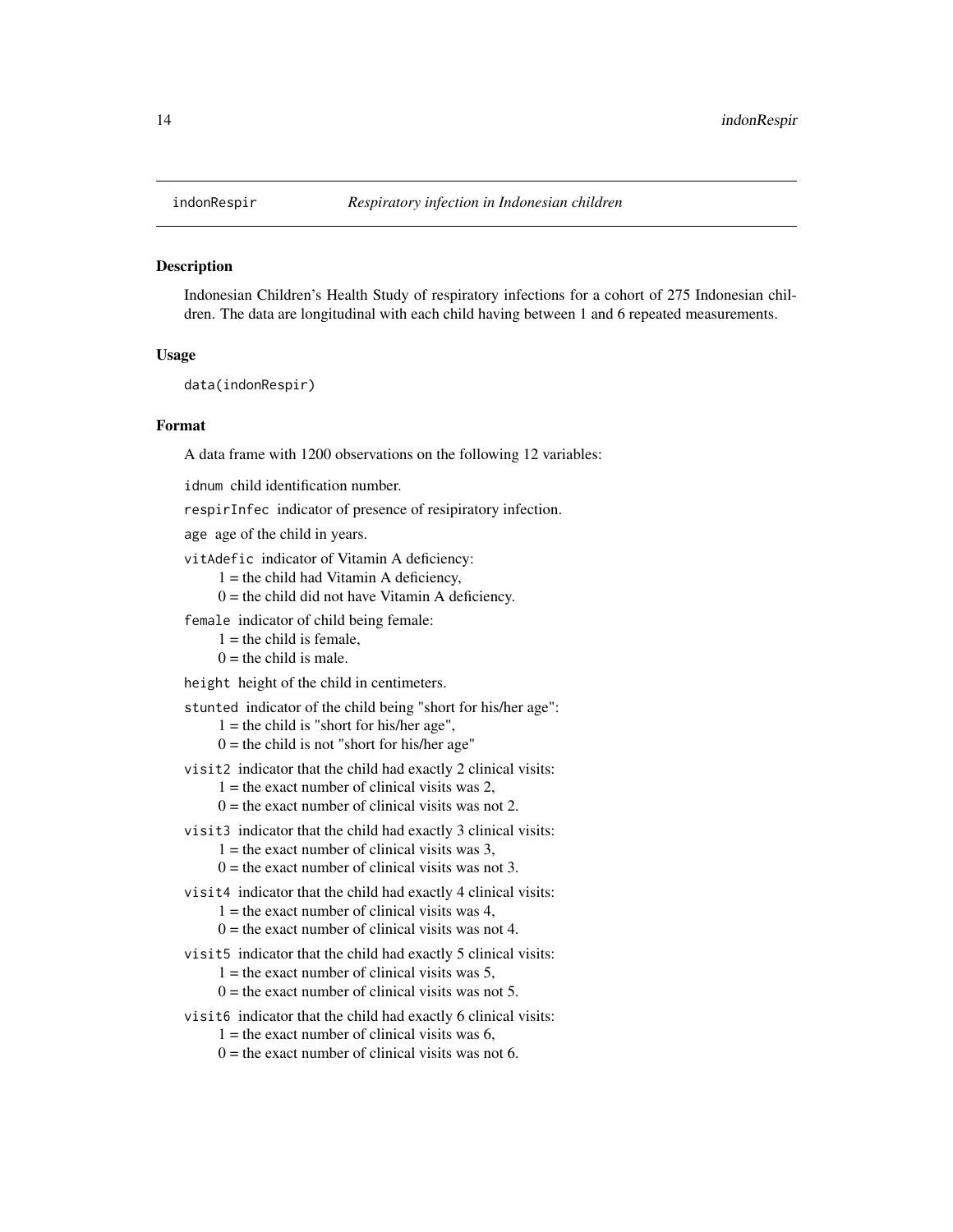indonRespir *Respiratory infection in Indonesian children*

## Description

Indonesian Children's Health Study of respiratory infections for a cohort of 275 Indonesian children. The data are longitudinal with each child having between 1 and 6 repeated measurements.

## Usage

```
data(indonRespir)
```

## Format

A data frame with 1200 observations on the following 12 variables:

`idnum` child identification number.

`respirInfec` indicator of presence of resipiratory infection.

`age` age of the child in years.

`vitAdefic` indicator of Vitamin A deficiency:
1 = the child had Vitamin A deficiency,
0 = the child did not have Vitamin A deficiency.

`female` indicator of child being female:
1 = the child is female,
0 = the child is male.

`height` height of the child in centimeters.

`stunted` indicator of the child being "short for his/her age":
1 = the child is "short for his/her age",
0 = the child is not "short for his/her age"

`visit2` indicator that the child had exactly 2 clinical visits:
1 = the exact number of clinical visits was 2,
0 = the exact number of clinical visits was not 2.

`visit3` indicator that the child had exactly 3 clinical visits:
1 = the exact number of clinical visits was 3,
0 = the exact number of clinical visits was not 3.

`visit4` indicator that the child had exactly 4 clinical visits:
1 = the exact number of clinical visits was 4,
0 = the exact number of clinical visits was not 4.

`visit5` indicator that the child had exactly 5 clinical visits:
1 = the exact number of clinical visits was 5,
0 = the exact number of clinical visits was not 5.

`visit6` indicator that the child had exactly 6 clinical visits:
1 = the exact number of clinical visits was 6,
0 = the exact number of clinical visits was not 6.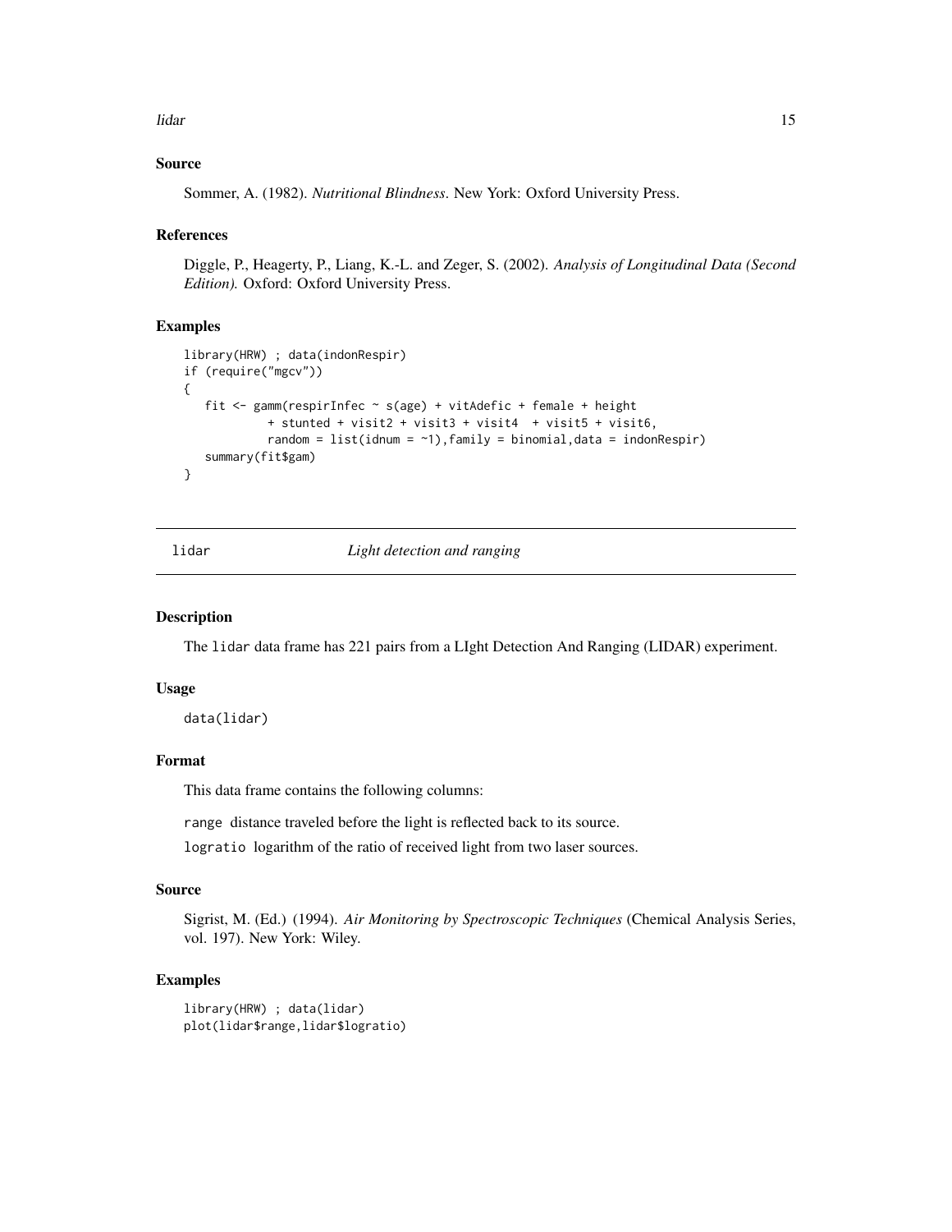### Source

Sommer, A. (1982). *Nutritional Blindness*. New York: Oxford University Press.

### References

Diggle, P., Heagerty, P., Liang, K.-L. and Zeger, S. (2002). *Analysis of Longitudinal Data (Second Edition).* Oxford: Oxford University Press.

### Examples

```
library(HRW) ; data(indonRespir)
if (require("mgcv"))
{
   fit <- gamm(respirInfec ~ s(age) + vitAdefic + female + height
            + stunted + visit2 + visit3 + visit4  + visit5 + visit6,
            random = list(idnum = ~1),family = binomial,data = indonRespir)
   summary(fit$gam)
}
```

---

## lidar — *Light detection and ranging*

---

### Description

The lidar data frame has 221 pairs from a LIght Detection And Ranging (LIDAR) experiment.

### Usage

```
data(lidar)
```

### Format

This data frame contains the following columns:

range distance traveled before the light is reflected back to its source.

logratio logarithm of the ratio of received light from two laser sources.

### Source

Sigrist, M. (Ed.) (1994). *Air Monitoring by Spectroscopic Techniques* (Chemical Analysis Series, vol. 197). New York: Wiley.

### Examples

```
library(HRW) ; data(lidar)
plot(lidar$range,lidar$logratio)
```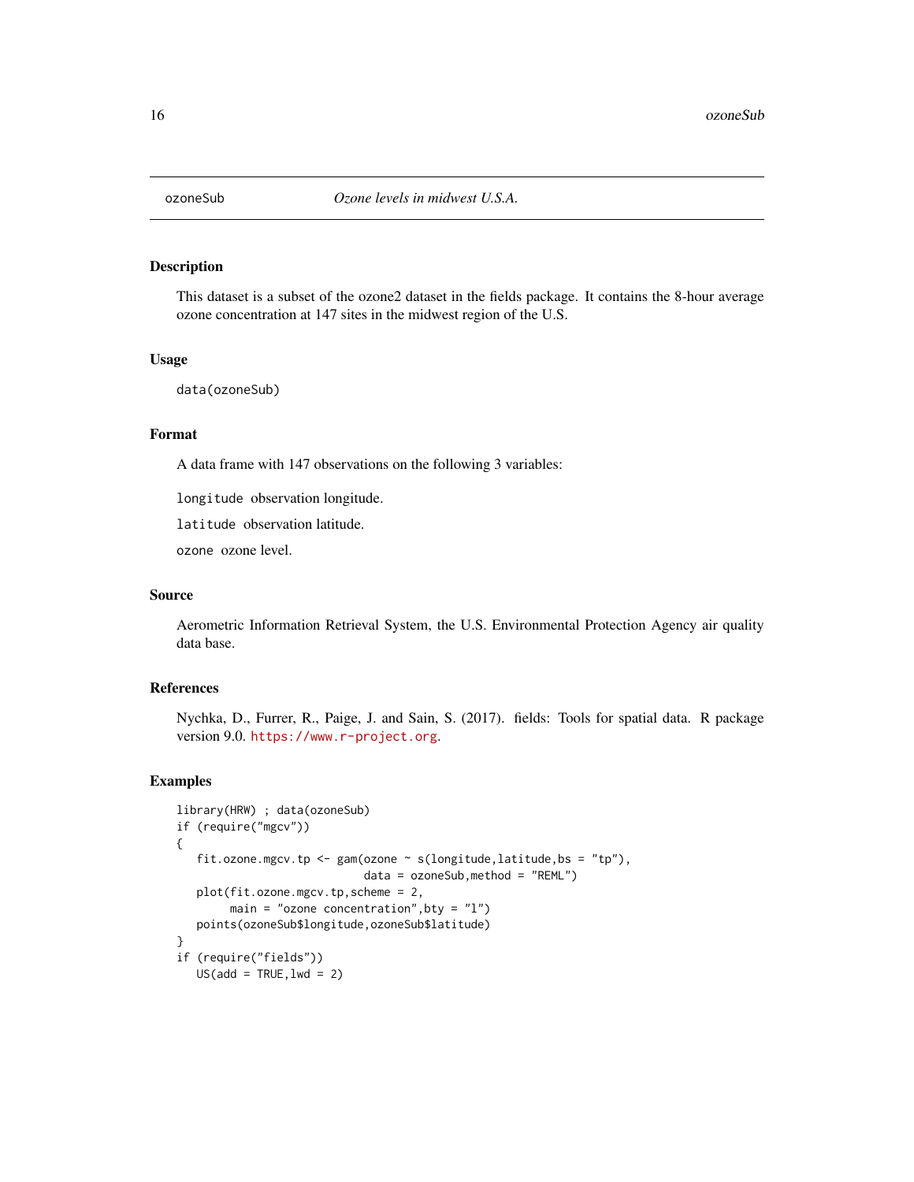ozoneSub *Ozone levels in midwest U.S.A.*

## Description

This dataset is a subset of the ozone2 dataset in the fields package. It contains the 8-hour average ozone concentration at 147 sites in the midwest region of the U.S.

## Usage

```
data(ozoneSub)
```

## Format

A data frame with 147 observations on the following 3 variables:

`longitude` observation longitude.

`latitude` observation latitude.

`ozone` ozone level.

## Source

Aerometric Information Retrieval System, the U.S. Environmental Protection Agency air quality data base.

## References

Nychka, D., Furrer, R., Paige, J. and Sain, S. (2017). fields: Tools for spatial data. R package version 9.0. https://www.r-project.org.

## Examples

```
library(HRW) ; data(ozoneSub)
if (require("mgcv"))
{
   fit.ozone.mgcv.tp <- gam(ozone ~ s(longitude,latitude,bs = "tp"),
                             data = ozoneSub,method = "REML")
   plot(fit.ozone.mgcv.tp,scheme = 2,
        main = "ozone concentration",bty = "l")
   points(ozoneSub$longitude,ozoneSub$latitude)
}
if (require("fields"))
   US(add = TRUE,lwd = 2)
```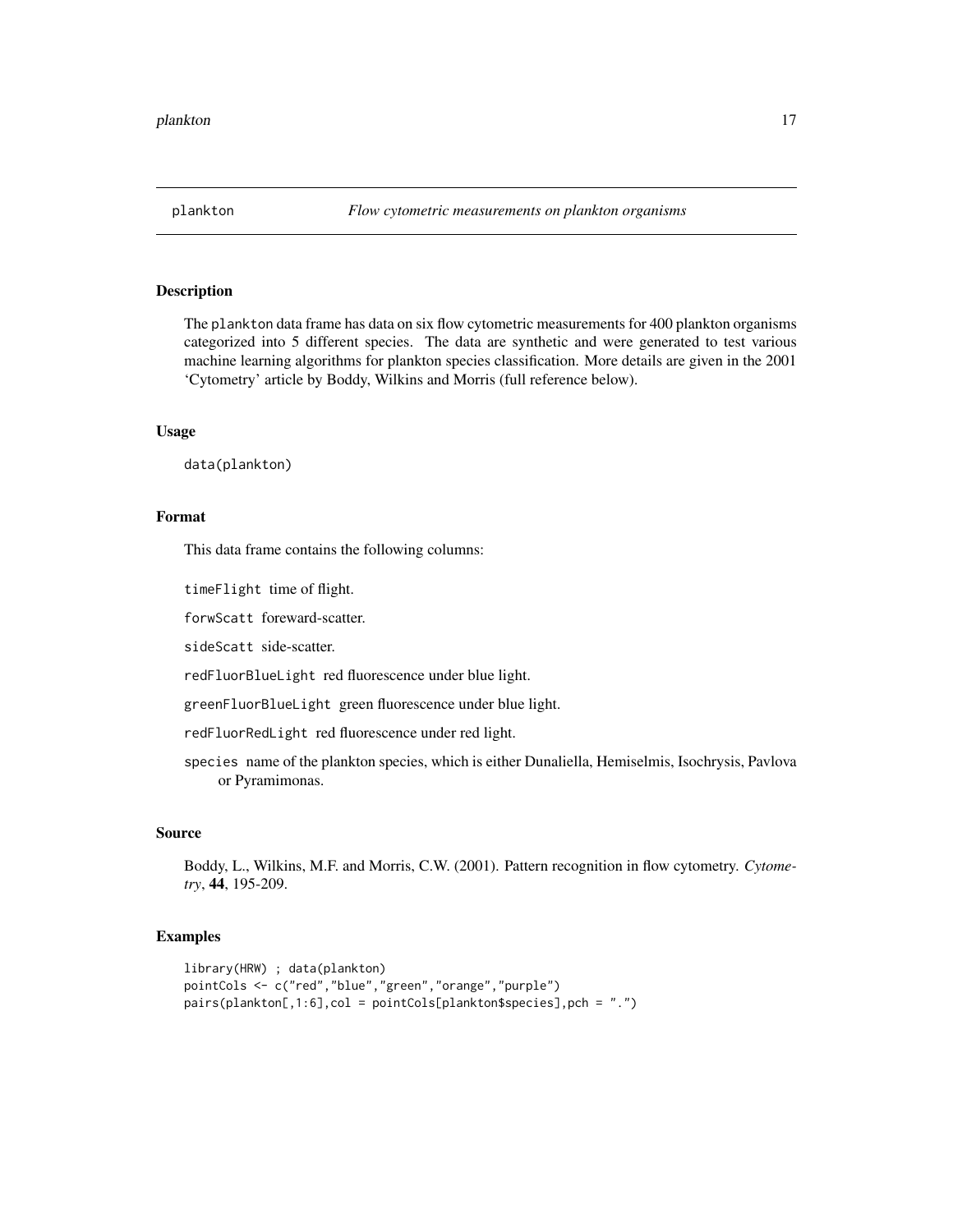# plankton — *Flow cytometric measurements on plankton organisms*

## Description

The plankton data frame has data on six flow cytometric measurements for 400 plankton organisms categorized into 5 different species. The data are synthetic and were generated to test various machine learning algorithms for plankton species classification. More details are given in the 2001 'Cytometry' article by Boddy, Wilkins and Morris (full reference below).

## Usage

```
data(plankton)
```

## Format

This data frame contains the following columns:

- `timeFlight` time of flight.
- `forwScatt` foreward-scatter.
- `sideScatt` side-scatter.
- `redFluorBlueLight` red fluorescence under blue light.
- `greenFluorBlueLight` green fluorescence under blue light.
- `redFluorRedLight` red fluorescence under red light.
- `species` name of the plankton species, which is either Dunaliella, Hemiselmis, Isochrysis, Pavlova or Pyramimonas.

## Source

Boddy, L., Wilkins, M.F. and Morris, C.W. (2001). Pattern recognition in flow cytometry. *Cytometry*, **44**, 195-209.

## Examples

```
library(HRW) ; data(plankton)
pointCols <- c("red","blue","green","orange","purple")
pairs(plankton[,1:6],col = pointCols[plankton$species],pch = ".")
```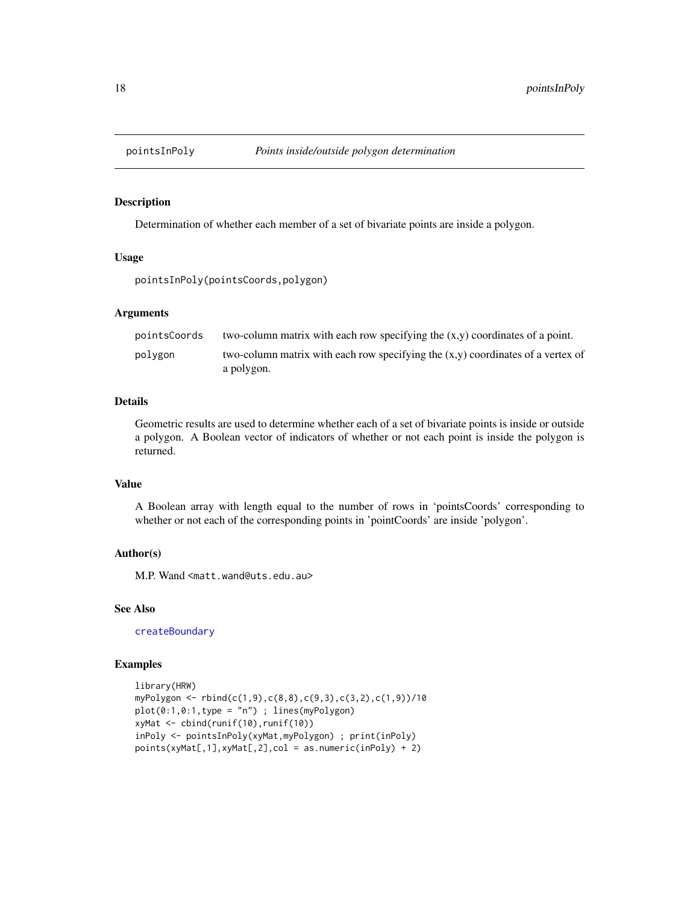# pointsInPoly — *Points inside/outside polygon determination*

## Description

Determination of whether each member of a set of bivariate points are inside a polygon.

## Usage

```
pointsInPoly(pointsCoords,polygon)
```

## Arguments

| | |
|---|---|
| `pointsCoords` | two-column matrix with each row specifying the (x,y) coordinates of a point. |
| `polygon` | two-column matrix with each row specifying the (x,y) coordinates of a vertex of a polygon. |

## Details

Geometric results are used to determine whether each of a set of bivariate points is inside or outside a polygon. A Boolean vector of indicators of whether or not each point is inside the polygon is returned.

## Value

A Boolean array with length equal to the number of rows in 'pointsCoords' corresponding to whether or not each of the corresponding points in 'pointCoords' are inside 'polygon'.

## Author(s)

M.P. Wand <`matt.wand@uts.edu.au`>

## See Also

`createBoundary`

## Examples

```
library(HRW)
myPolygon <- rbind(c(1,9),c(8,8),c(9,3),c(3,2),c(1,9))/10
plot(0:1,0:1,type = "n") ; lines(myPolygon)
xyMat <- cbind(runif(10),runif(10))
inPoly <- pointsInPoly(xyMat,myPolygon) ; print(inPoly)
points(xyMat[,1],xyMat[,2],col = as.numeric(inPoly) + 2)
```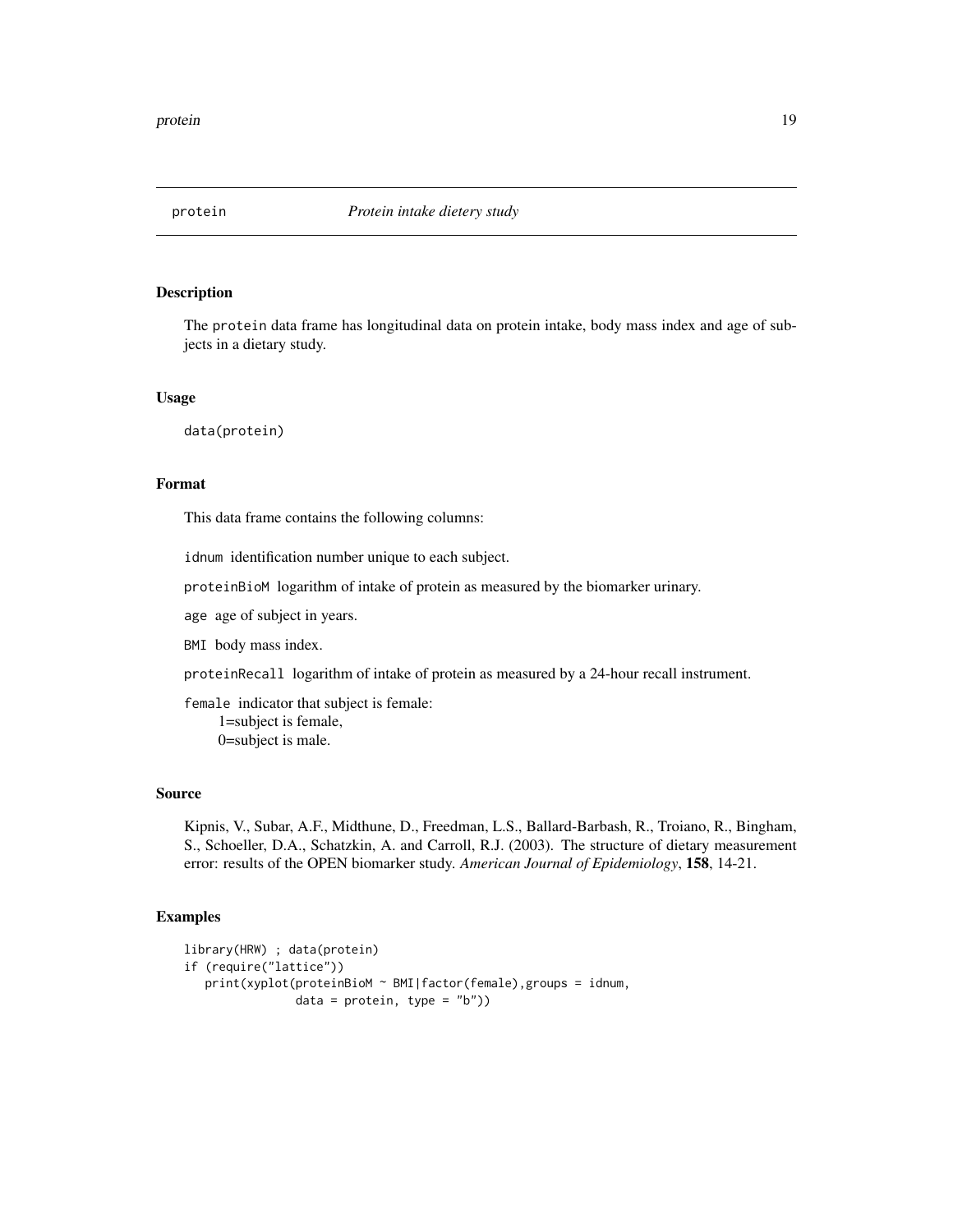# protein — *Protein intake dietery study*

## Description

The `protein` data frame has longitudinal data on protein intake, body mass index and age of subjects in a dietary study.

## Usage

```
data(protein)
```

## Format

This data frame contains the following columns:

`idnum` identification number unique to each subject.

`proteinBioM` logarithm of intake of protein as measured by the biomarker urinary.

`age` age of subject in years.

`BMI` body mass index.

`proteinRecall` logarithm of intake of protein as measured by a 24-hour recall instrument.

`female` indicator that subject is female:
- 1=subject is female,
- 0=subject is male.

## Source

Kipnis, V., Subar, A.F., Midthune, D., Freedman, L.S., Ballard-Barbash, R., Troiano, R., Bingham, S., Schoeller, D.A., Schatzkin, A. and Carroll, R.J. (2003). The structure of dietary measurement error: results of the OPEN biomarker study. *American Journal of Epidemiology*, **158**, 14-21.

## Examples

```
library(HRW) ; data(protein)
if (require("lattice"))
   print(xyplot(proteinBioM ~ BMI|factor(female),groups = idnum,
               data = protein, type = "b"))
```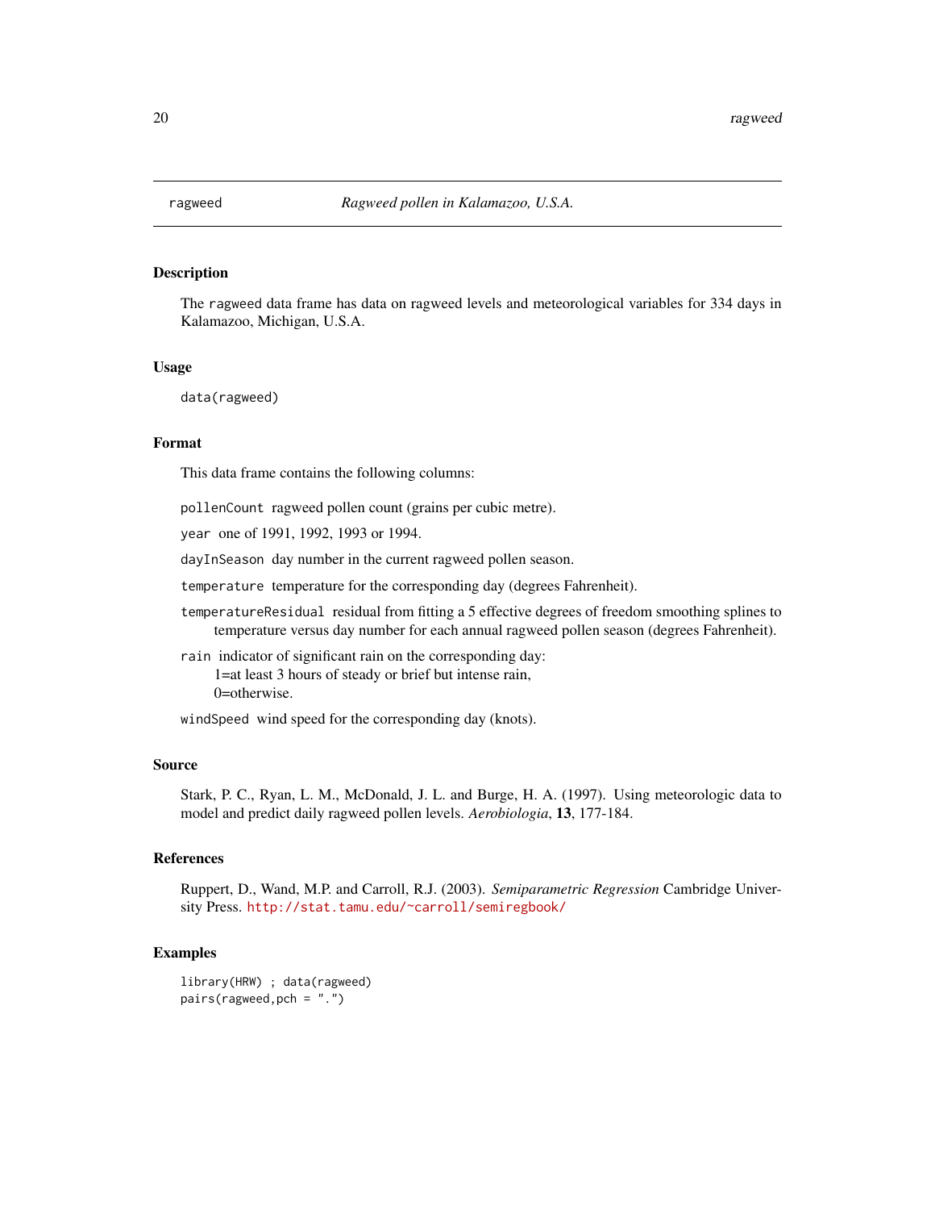ragweed — *Ragweed pollen in Kalamazoo, U.S.A.*

## Description

The ragweed data frame has data on ragweed levels and meteorological variables for 334 days in Kalamazoo, Michigan, U.S.A.

## Usage

```
data(ragweed)
```

## Format

This data frame contains the following columns:

`pollenCount` ragweed pollen count (grains per cubic metre).

`year` one of 1991, 1992, 1993 or 1994.

`dayInSeason` day number in the current ragweed pollen season.

`temperature` temperature for the corresponding day (degrees Fahrenheit).

`temperatureResidual` residual from fitting a 5 effective degrees of freedom smoothing splines to temperature versus day number for each annual ragweed pollen season (degrees Fahrenheit).

`rain` indicator of significant rain on the corresponding day:
1=at least 3 hours of steady or brief but intense rain,
0=otherwise.

`windSpeed` wind speed for the corresponding day (knots).

## Source

Stark, P. C., Ryan, L. M., McDonald, J. L. and Burge, H. A. (1997). Using meteorologic data to model and predict daily ragweed pollen levels. *Aerobiologia*, **13**, 177-184.

## References

Ruppert, D., Wand, M.P. and Carroll, R.J. (2003). *Semiparametric Regression* Cambridge University Press. http://stat.tamu.edu/~carroll/semiregbook/

## Examples

```
library(HRW) ; data(ragweed)
pairs(ragweed,pch = ".")
```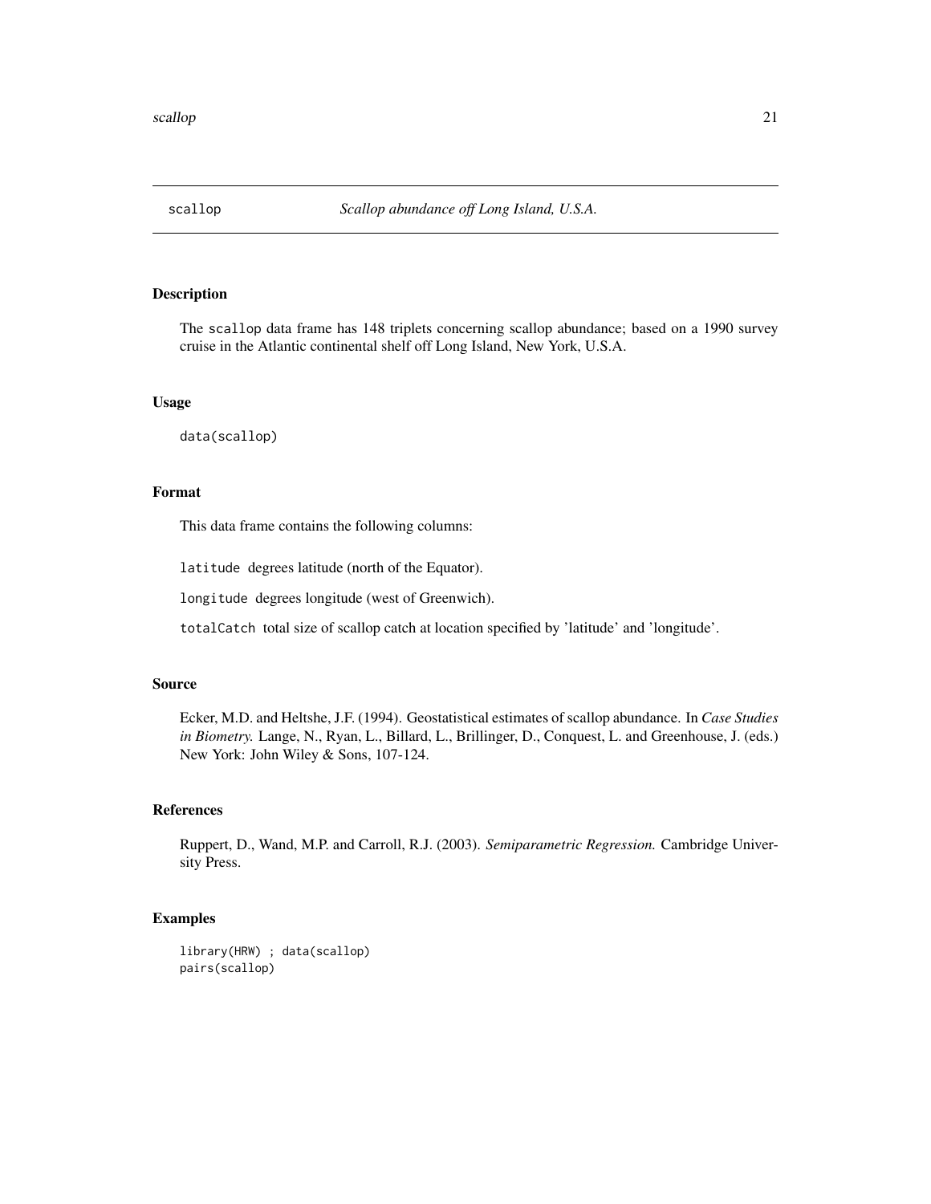# scallop — *Scallop abundance off Long Island, U.S.A.*

## Description

The scallop data frame has 148 triplets concerning scallop abundance; based on a 1990 survey cruise in the Atlantic continental shelf off Long Island, New York, U.S.A.

## Usage

```
data(scallop)
```

## Format

This data frame contains the following columns:

- `latitude` degrees latitude (north of the Equator).
- `longitude` degrees longitude (west of Greenwich).
- `totalCatch` total size of scallop catch at location specified by 'latitude' and 'longitude'.

## Source

Ecker, M.D. and Heltshe, J.F. (1994). Geostatistical estimates of scallop abundance. In *Case Studies in Biometry.* Lange, N., Ryan, L., Billard, L., Brillinger, D., Conquest, L. and Greenhouse, J. (eds.) New York: John Wiley & Sons, 107-124.

## References

Ruppert, D., Wand, M.P. and Carroll, R.J. (2003). *Semiparametric Regression.* Cambridge University Press.

## Examples

```
library(HRW) ; data(scallop)
pairs(scallop)
```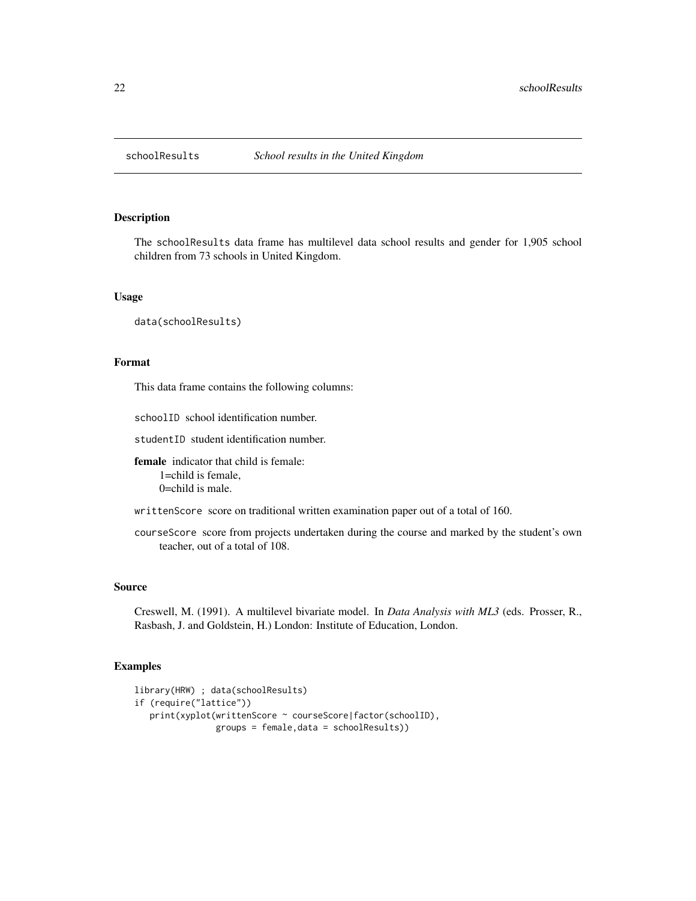# schoolResults — *School results in the United Kingdom*

## Description

The schoolResults data frame has multilevel data school results and gender for 1,905 school children from 73 schools in United Kingdom.

## Usage

```
data(schoolResults)
```

## Format

This data frame contains the following columns:

- `schoolID` school identification number.
- `studentID` student identification number.
- **female** indicator that child is female:
  1=child is female,
  0=child is male.
- `writtenScore` score on traditional written examination paper out of a total of 160.
- `courseScore` score from projects undertaken during the course and marked by the student's own teacher, out of a total of 108.

## Source

Creswell, M. (1991). A multilevel bivariate model. In *Data Analysis with ML3* (eds. Prosser, R., Rasbash, J. and Goldstein, H.) London: Institute of Education, London.

## Examples

```
library(HRW) ; data(schoolResults)
if (require("lattice"))
   print(xyplot(writtenScore ~ courseScore|factor(schoolID),
                groups = female,data = schoolResults))
```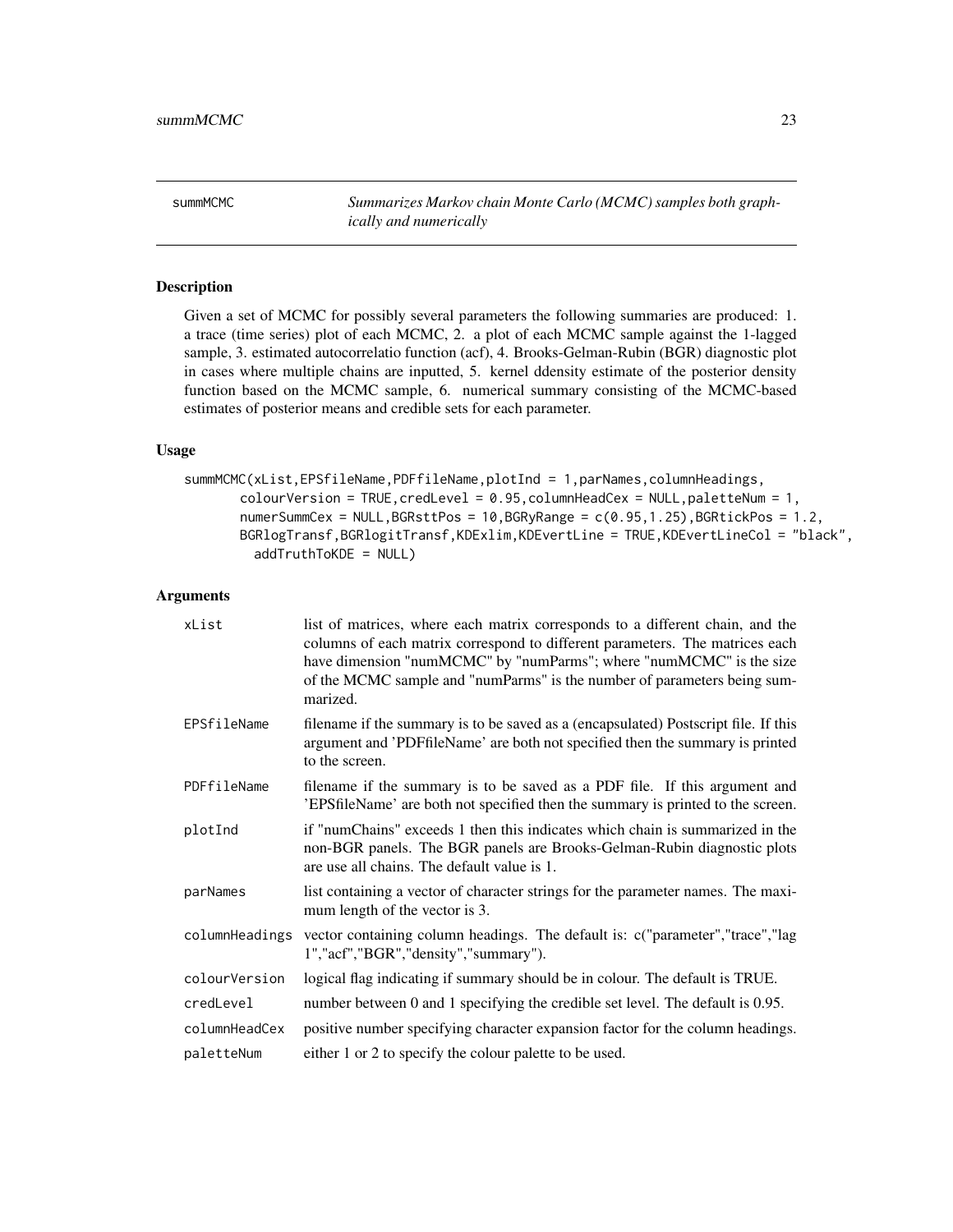# summMCMC

*Summarizes Markov chain Monte Carlo (MCMC) samples both graphically and numerically*

## Description

Given a set of MCMC for possibly several parameters the following summaries are produced: 1. a trace (time series) plot of each MCMC, 2. a plot of each MCMC sample against the 1-lagged sample, 3. estimated autocorrelatio function (acf), 4. Brooks-Gelman-Rubin (BGR) diagnostic plot in cases where multiple chains are inputted, 5. kernel ddensity estimate of the posterior density function based on the MCMC sample, 6. numerical summary consisting of the MCMC-based estimates of posterior means and credible sets for each parameter.

## Usage

```
summMCMC(xList,EPSfileName,PDFfileName,plotInd = 1,parNames,columnHeadings,
       colourVersion = TRUE,credLevel = 0.95,columnHeadCex = NULL,paletteNum = 1,
       numerSummCex = NULL,BGRsttPos = 10,BGRyRange = c(0.95,1.25),BGRtickPos = 1.2,
       BGRlogTransf,BGRlogitTransf,KDExlim,KDEvertLine = TRUE,KDEvertLineCol = "black",
         addTruthToKDE = NULL)
```

## Arguments

| | |
|---|---|
| xList | list of matrices, where each matrix corresponds to a different chain, and the columns of each matrix correspond to different parameters. The matrices each have dimension "numMCMC" by "numParms"; where "numMCMC" is the size of the MCMC sample and "numParms" is the number of parameters being summarized. |
| EPSfileName | filename if the summary is to be saved as a (encapsulated) Postscript file. If this argument and 'PDFfileName' are both not specified then the summary is printed to the screen. |
| PDFfileName | filename if the summary is to be saved as a PDF file. If this argument and 'EPSfileName' are both not specified then the summary is printed to the screen. |
| plotInd | if "numChains" exceeds 1 then this indicates which chain is summarized in the non-BGR panels. The BGR panels are Brooks-Gelman-Rubin diagnostic plots are use all chains. The default value is 1. |
| parNames | list containing a vector of character strings for the parameter names. The maximum length of the vector is 3. |
| columnHeadings | vector containing column headings. The default is: c("parameter","trace","lag 1","acf","BGR","density","summary"). |
| colourVersion | logical flag indicating if summary should be in colour. The default is TRUE. |
| credLevel | number between 0 and 1 specifying the credible set level. The default is 0.95. |
| columnHeadCex | positive number specifying character expansion factor for the column headings. |
| paletteNum | either 1 or 2 to specify the colour palette to be used. |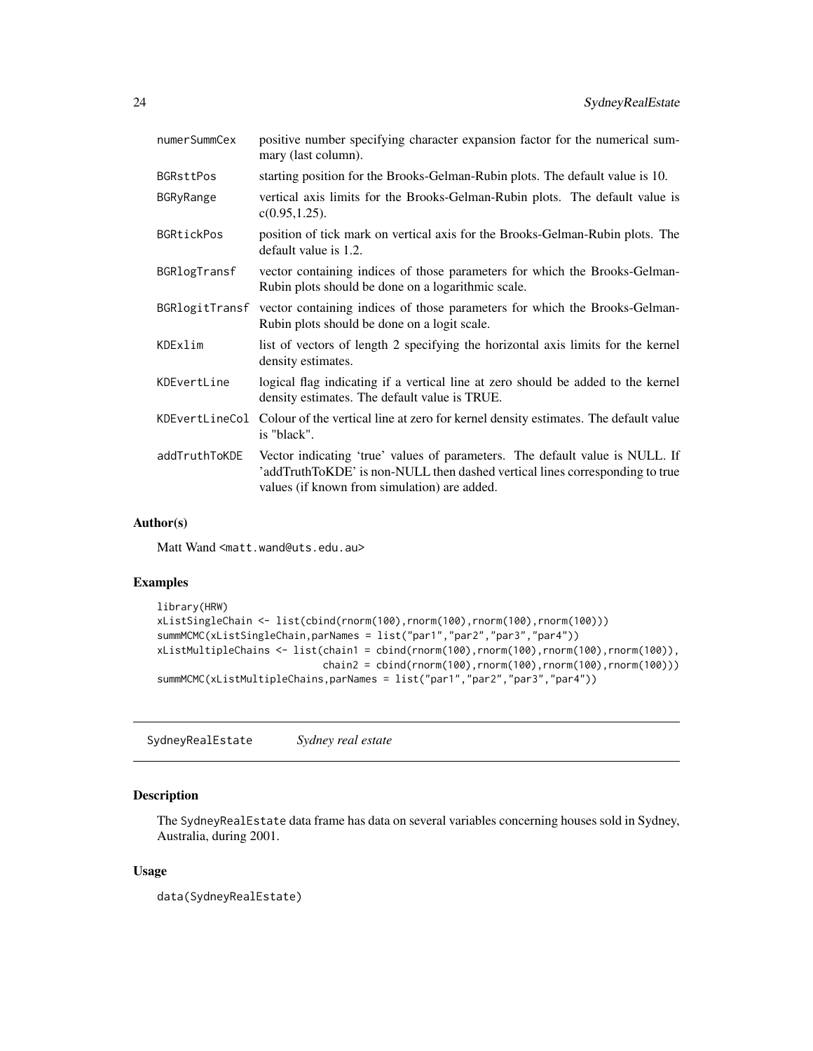| | |
|---|---|
| numerSummCex | positive number specifying character expansion factor for the numerical summary (last column). |
| BGRsttPos | starting position for the Brooks-Gelman-Rubin plots. The default value is 10. |
| BGRyRange | vertical axis limits for the Brooks-Gelman-Rubin plots. The default value is c(0.95,1.25). |
| BGRtickPos | position of tick mark on vertical axis for the Brooks-Gelman-Rubin plots. The default value is 1.2. |
| BGRlogTransf | vector containing indices of those parameters for which the Brooks-Gelman-Rubin plots should be done on a logarithmic scale. |
| BGRlogitTransf | vector containing indices of those parameters for which the Brooks-Gelman-Rubin plots should be done on a logit scale. |
| KDExlim | list of vectors of length 2 specifying the horizontal axis limits for the kernel density estimates. |
| KDEvertLine | logical flag indicating if a vertical line at zero should be added to the kernel density estimates. The default value is TRUE. |
| KDEvertLineCol | Colour of the vertical line at zero for kernel density estimates. The default value is "black". |
| addTruthToKDE | Vector indicating 'true' values of parameters. The default value is NULL. If 'addTruthToKDE' is non-NULL then dashed vertical lines corresponding to true values (if known from simulation) are added. |

### Author(s)

Matt Wand <matt.wand@uts.edu.au>

### Examples

```
library(HRW)
xListSingleChain <- list(cbind(rnorm(100),rnorm(100),rnorm(100),rnorm(100)))
summMCMC(xListSingleChain,parNames = list("par1","par2","par3","par4"))
xListMultipleChains <- list(chain1 = cbind(rnorm(100),rnorm(100),rnorm(100),rnorm(100)),
                            chain2 = cbind(rnorm(100),rnorm(100),rnorm(100),rnorm(100)))
summMCMC(xListMultipleChains,parNames = list("par1","par2","par3","par4"))
```

---

## SydneyRealEstate *Sydney real estate*

### Description

The SydneyRealEstate data frame has data on several variables concerning houses sold in Sydney, Australia, during 2001.

### Usage

```
data(SydneyRealEstate)
```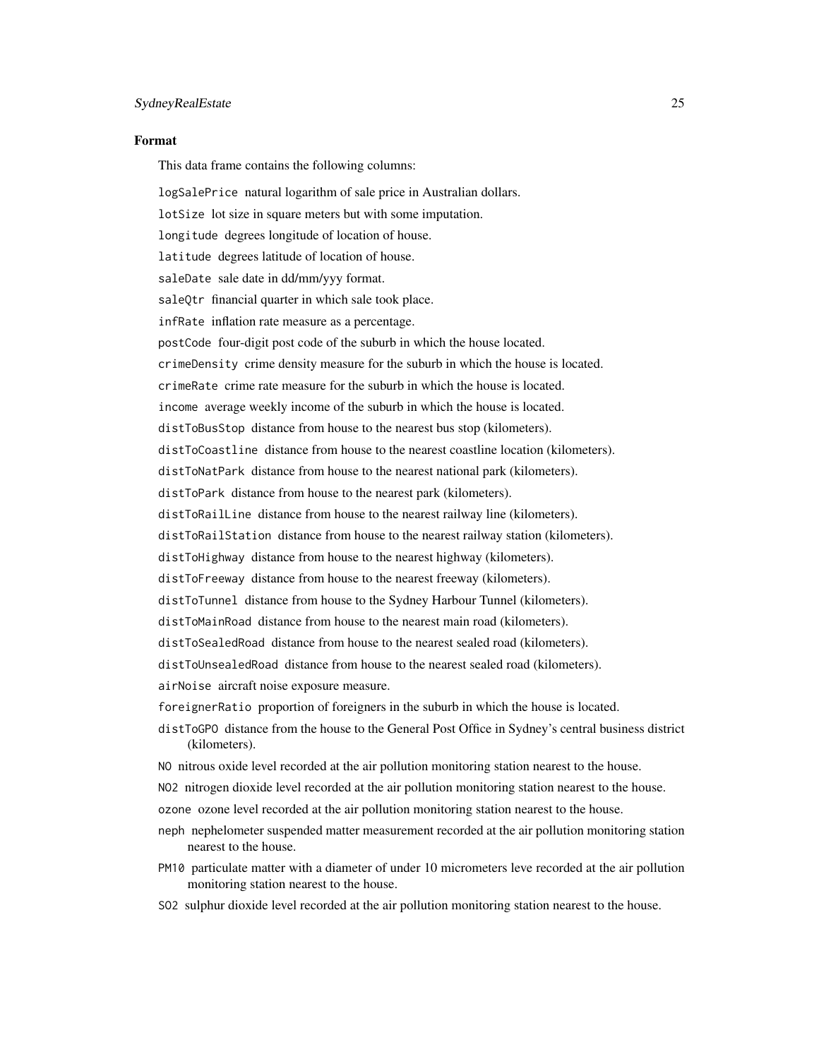### Format

This data frame contains the following columns:

`logSalePrice` natural logarithm of sale price in Australian dollars.

`lotSize` lot size in square meters but with some imputation.

`longitude` degrees longitude of location of house.

`latitude` degrees latitude of location of house.

`saleDate` sale date in dd/mm/yyy format.

`saleQtr` financial quarter in which sale took place.

`infRate` inflation rate measure as a percentage.

`postCode` four-digit post code of the suburb in which the house located.

`crimeDensity` crime density measure for the suburb in which the house is located.

`crimeRate` crime rate measure for the suburb in which the house is located.

`income` average weekly income of the suburb in which the house is located.

`distToBusStop` distance from house to the nearest bus stop (kilometers).

`distToCoastline` distance from house to the nearest coastline location (kilometers).

`distToNatPark` distance from house to the nearest national park (kilometers).

`distToPark` distance from house to the nearest park (kilometers).

`distToRailLine` distance from house to the nearest railway line (kilometers).

`distToRailStation` distance from house to the nearest railway station (kilometers).

`distToHighway` distance from house to the nearest highway (kilometers).

`distToFreeway` distance from house to the nearest freeway (kilometers).

`distToTunnel` distance from house to the Sydney Harbour Tunnel (kilometers).

`distToMainRoad` distance from house to the nearest main road (kilometers).

`distToSealedRoad` distance from house to the nearest sealed road (kilometers).

`distToUnsealedRoad` distance from house to the nearest sealed road (kilometers).

`airNoise` aircraft noise exposure measure.

`foreignerRatio` proportion of foreigners in the suburb in which the house is located.

`distToGPO` distance from the house to the General Post Office in Sydney's central business district (kilometers).

`NO` nitrous oxide level recorded at the air pollution monitoring station nearest to the house.

`NO2` nitrogen dioxide level recorded at the air pollution monitoring station nearest to the house.

`ozone` ozone level recorded at the air pollution monitoring station nearest to the house.

`neph` nephelometer suspended matter measurement recorded at the air pollution monitoring station nearest to the house.

`PM10` particulate matter with a diameter of under 10 micrometers leve recorded at the air pollution monitoring station nearest to the house.

`SO2` sulphur dioxide level recorded at the air pollution monitoring station nearest to the house.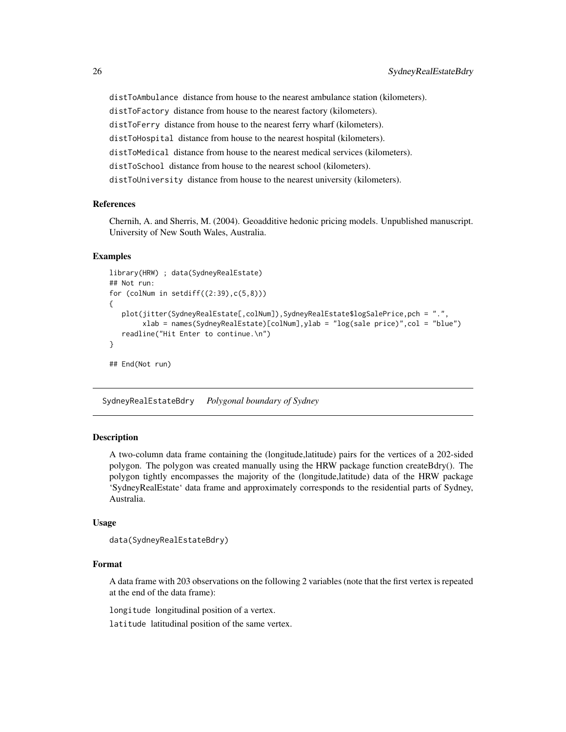distToAmbulance distance from house to the nearest ambulance station (kilometers).

distToFactory distance from house to the nearest factory (kilometers).

distToFerry distance from house to the nearest ferry wharf (kilometers).

distToHospital distance from house to the nearest hospital (kilometers).

distToMedical distance from house to the nearest medical services (kilometers).

distToSchool distance from house to the nearest school (kilometers).

distToUniversity distance from house to the nearest university (kilometers).

### References

Chernih, A. and Sherris, M. (2004). Geoadditive hedonic pricing models. Unpublished manuscript. University of New South Wales, Australia.

### Examples

```
library(HRW) ; data(SydneyRealEstate)
## Not run:
for (colNum in setdiff((2:39),c(5,8)))
{
   plot(jitter(SydneyRealEstate[,colNum]),SydneyRealEstate$logSalePrice,pch = ".",
        xlab = names(SydneyRealEstate)[colNum],ylab = "log(sale price)",col = "blue")
   readline("Hit Enter to continue.\n")
}

## End(Not run)
```

## SydneyRealEstateBdry *Polygonal boundary of Sydney*

### Description

A two-column data frame containing the (longitude,latitude) pairs for the vertices of a 202-sided polygon. The polygon was created manually using the HRW package function createBdry(). The polygon tightly encompasses the majority of the (longitude,latitude) data of the HRW package ‘SydneyRealEstate‘ data frame and approximately corresponds to the residential parts of Sydney, Australia.

### Usage

```
data(SydneyRealEstateBdry)
```

### Format

A data frame with 203 observations on the following 2 variables (note that the first vertex is repeated at the end of the data frame):

longitude longitudinal position of a vertex.

latitude latitudinal position of the same vertex.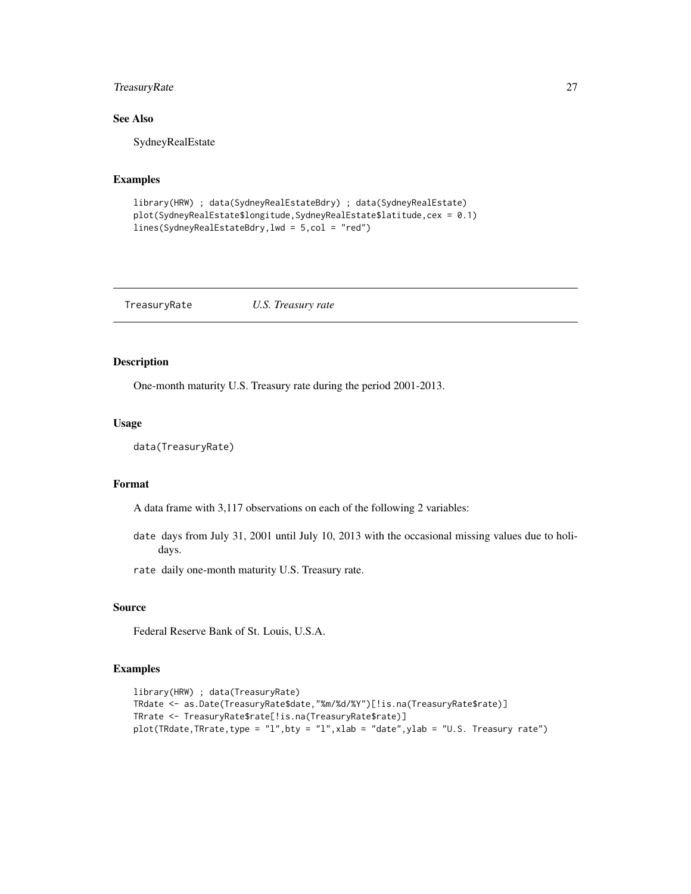### See Also

SydneyRealEstate

### Examples

```
library(HRW) ; data(SydneyRealEstateBdry) ; data(SydneyRealEstate)
plot(SydneyRealEstate$longitude,SydneyRealEstate$latitude,cex = 0.1)
lines(SydneyRealEstateBdry,lwd = 5,col = "red")
```

---

## TreasuryRate *U.S. Treasury rate*

---

### Description

One-month maturity U.S. Treasury rate during the period 2001-2013.

### Usage

```
data(TreasuryRate)
```

### Format

A data frame with 3,117 observations on each of the following 2 variables:

- `date` days from July 31, 2001 until July 10, 2013 with the occasional missing values due to holidays.
- `rate` daily one-month maturity U.S. Treasury rate.

### Source

Federal Reserve Bank of St. Louis, U.S.A.

### Examples

```
library(HRW) ; data(TreasuryRate)
TRdate <- as.Date(TreasuryRate$date,"%m/%d/%Y")[!is.na(TreasuryRate$rate)]
TRrate <- TreasuryRate$rate[!is.na(TreasuryRate$rate)]
plot(TRdate,TRrate,type = "l",bty = "l",xlab = "date",ylab = "U.S. Treasury rate")
```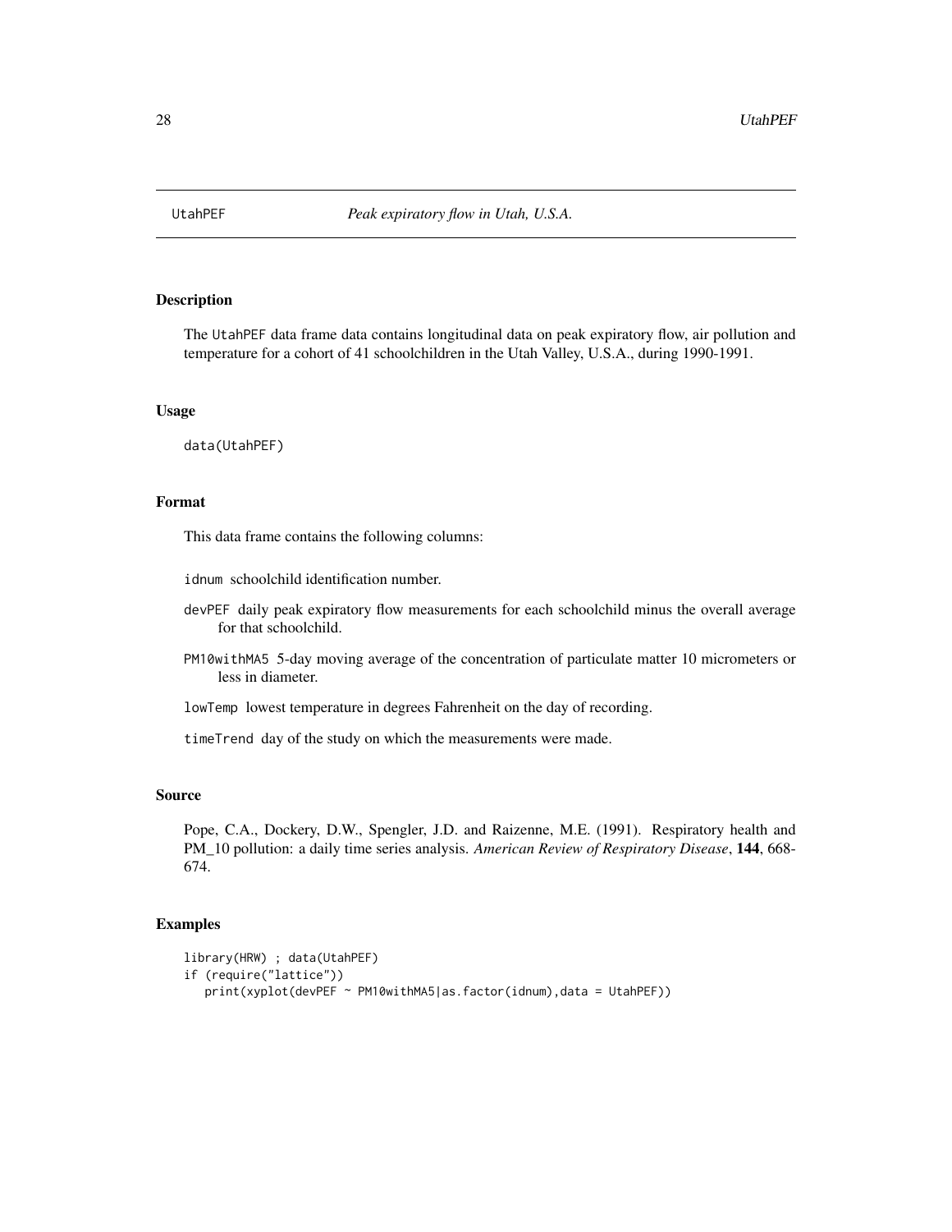UtahPEF *Peak expiratory flow in Utah, U.S.A.*

## Description

The UtahPEF data frame data contains longitudinal data on peak expiratory flow, air pollution and temperature for a cohort of 41 schoolchildren in the Utah Valley, U.S.A., during 1990-1991.

## Usage

```
data(UtahPEF)
```

## Format

This data frame contains the following columns:

- `idnum` schoolchild identification number.
- `devPEF` daily peak expiratory flow measurements for each schoolchild minus the overall average for that schoolchild.
- `PM10withMA5` 5-day moving average of the concentration of particulate matter 10 micrometers or less in diameter.
- `lowTemp` lowest temperature in degrees Fahrenheit on the day of recording.
- `timeTrend` day of the study on which the measurements were made.

## Source

Pope, C.A., Dockery, D.W., Spengler, J.D. and Raizenne, M.E. (1991). Respiratory health and PM_10 pollution: a daily time series analysis. *American Review of Respiratory Disease*, **144**, 668-674.

## Examples

```
library(HRW) ; data(UtahPEF)
if (require("lattice"))
   print(xyplot(devPEF ~ PM10withMA5|as.factor(idnum),data = UtahPEF))
```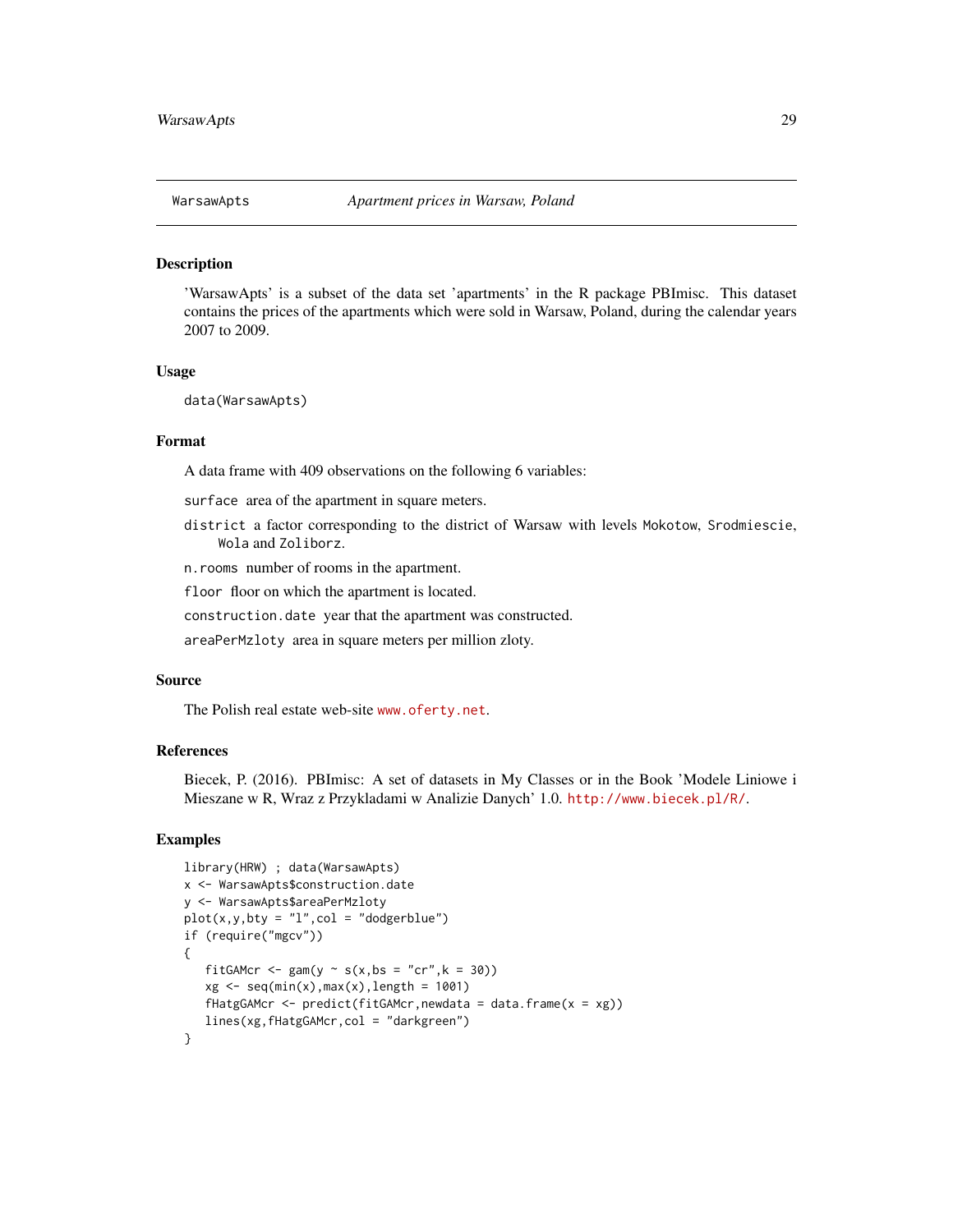WarsawApts | *Apartment prices in Warsaw, Poland*

## Description

'WarsawApts' is a subset of the data set 'apartments' in the R package PBImisc. This dataset contains the prices of the apartments which were sold in Warsaw, Poland, during the calendar years 2007 to 2009.

## Usage

```
data(WarsawApts)
```

## Format

A data frame with 409 observations on the following 6 variables:

`surface` area of the apartment in square meters.

`district` a factor corresponding to the district of Warsaw with levels `Mokotow`, `Srodmiescie`, `Wola` and `Zoliborz`.

`n.rooms` number of rooms in the apartment.

`floor` floor on which the apartment is located.

`construction.date` year that the apartment was constructed.

`areaPerMzloty` area in square meters per million zloty.

## Source

The Polish real estate web-site `www.oferty.net`.

## References

Biecek, P. (2016). PBImisc: A set of datasets in My Classes or in the Book 'Modele Liniowe i Mieszane w R, Wraz z Przykladami w Analizie Danych' 1.0. `http://www.biecek.pl/R/`.

## Examples

```
library(HRW) ; data(WarsawApts)
x <- WarsawApts$construction.date
y <- WarsawApts$areaPerMzloty
plot(x,y,bty = "l",col = "dodgerblue")
if (require("mgcv"))
{
   fitGAMcr <- gam(y ~ s(x,bs = "cr",k = 30))
   xg <- seq(min(x),max(x),length = 1001)
   fHatgGAMcr <- predict(fitGAMcr,newdata = data.frame(x = xg))
   lines(xg,fHatgGAMcr,col = "darkgreen")
}
```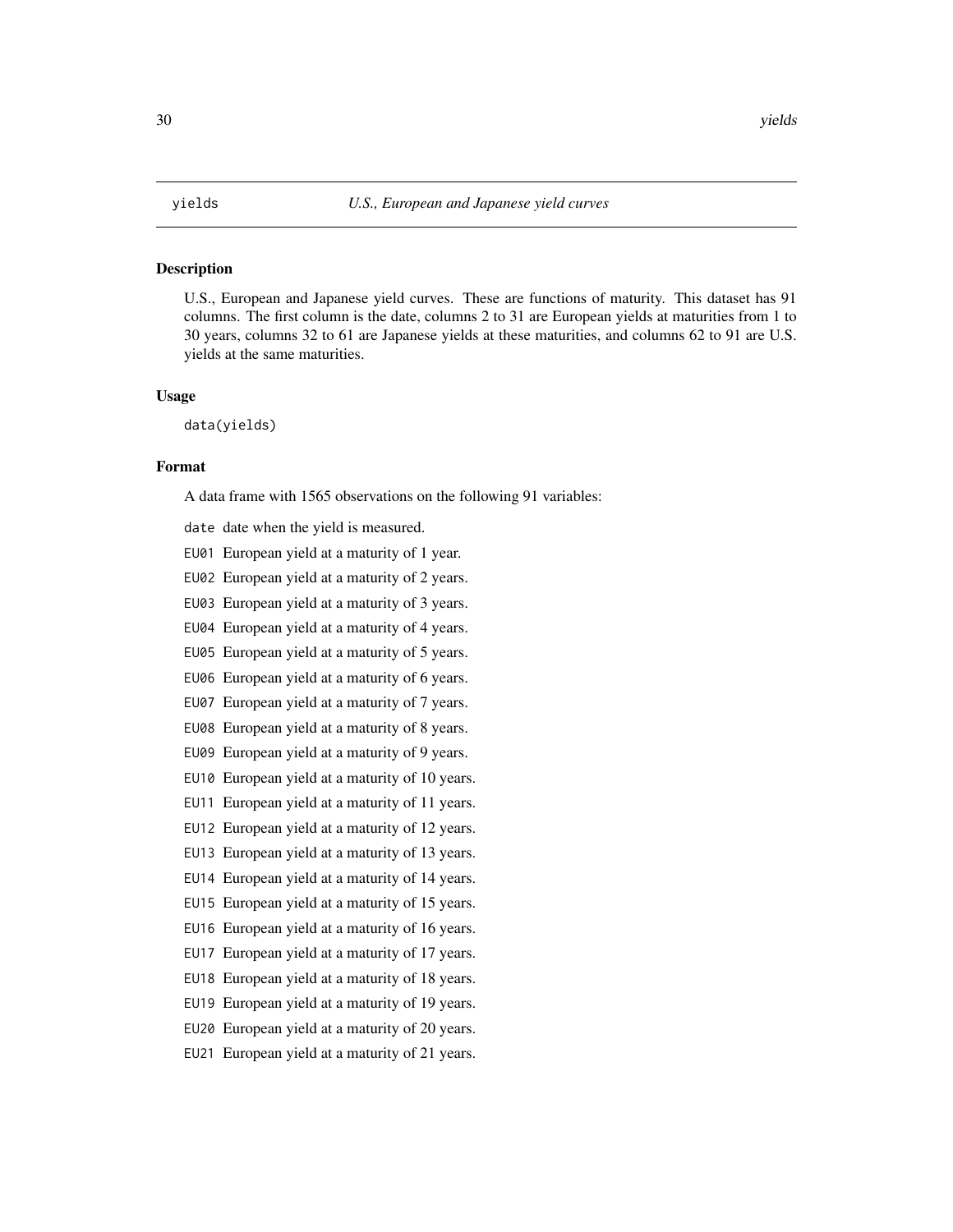# yields — *U.S., European and Japanese yield curves*

## Description

U.S., European and Japanese yield curves. These are functions of maturity. This dataset has 91 columns. The first column is the date, columns 2 to 31 are European yields at maturities from 1 to 30 years, columns 32 to 61 are Japanese yields at these maturities, and columns 62 to 91 are U.S. yields at the same maturities.

## Usage

```
data(yields)
```

## Format

A data frame with 1565 observations on the following 91 variables:

- `date` date when the yield is measured.
- `EU01` European yield at a maturity of 1 year.
- `EU02` European yield at a maturity of 2 years.
- `EU03` European yield at a maturity of 3 years.
- `EU04` European yield at a maturity of 4 years.
- `EU05` European yield at a maturity of 5 years.
- `EU06` European yield at a maturity of 6 years.
- `EU07` European yield at a maturity of 7 years.
- `EU08` European yield at a maturity of 8 years.
- `EU09` European yield at a maturity of 9 years.
- `EU10` European yield at a maturity of 10 years.
- `EU11` European yield at a maturity of 11 years.
- `EU12` European yield at a maturity of 12 years.
- `EU13` European yield at a maturity of 13 years.
- `EU14` European yield at a maturity of 14 years.
- `EU15` European yield at a maturity of 15 years.
- `EU16` European yield at a maturity of 16 years.
- `EU17` European yield at a maturity of 17 years.
- `EU18` European yield at a maturity of 18 years.
- `EU19` European yield at a maturity of 19 years.
- `EU20` European yield at a maturity of 20 years.
- `EU21` European yield at a maturity of 21 years.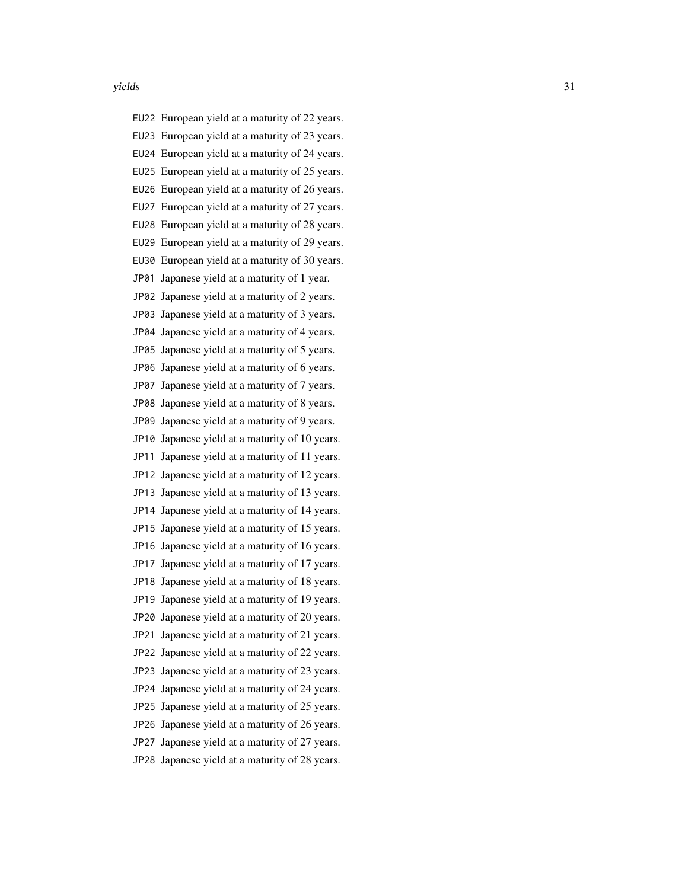`EU22` European yield at a maturity of 22 years.
`EU23` European yield at a maturity of 23 years.
`EU24` European yield at a maturity of 24 years.
`EU25` European yield at a maturity of 25 years.
`EU26` European yield at a maturity of 26 years.
`EU27` European yield at a maturity of 27 years.
`EU28` European yield at a maturity of 28 years.
`EU29` European yield at a maturity of 29 years.
`EU30` European yield at a maturity of 30 years.
`JP01` Japanese yield at a maturity of 1 year.
`JP02` Japanese yield at a maturity of 2 years.
`JP03` Japanese yield at a maturity of 3 years.
`JP04` Japanese yield at a maturity of 4 years.
`JP05` Japanese yield at a maturity of 5 years.
`JP06` Japanese yield at a maturity of 6 years.
`JP07` Japanese yield at a maturity of 7 years.
`JP08` Japanese yield at a maturity of 8 years.
`JP09` Japanese yield at a maturity of 9 years.
`JP10` Japanese yield at a maturity of 10 years.
`JP11` Japanese yield at a maturity of 11 years.
`JP12` Japanese yield at a maturity of 12 years.
`JP13` Japanese yield at a maturity of 13 years.
`JP14` Japanese yield at a maturity of 14 years.
`JP15` Japanese yield at a maturity of 15 years.
`JP16` Japanese yield at a maturity of 16 years.
`JP17` Japanese yield at a maturity of 17 years.
`JP18` Japanese yield at a maturity of 18 years.
`JP19` Japanese yield at a maturity of 19 years.
`JP20` Japanese yield at a maturity of 20 years.
`JP21` Japanese yield at a maturity of 21 years.
`JP22` Japanese yield at a maturity of 22 years.
`JP23` Japanese yield at a maturity of 23 years.
`JP24` Japanese yield at a maturity of 24 years.
`JP25` Japanese yield at a maturity of 25 years.
`JP26` Japanese yield at a maturity of 26 years.
`JP27` Japanese yield at a maturity of 27 years.
`JP28` Japanese yield at a maturity of 28 years.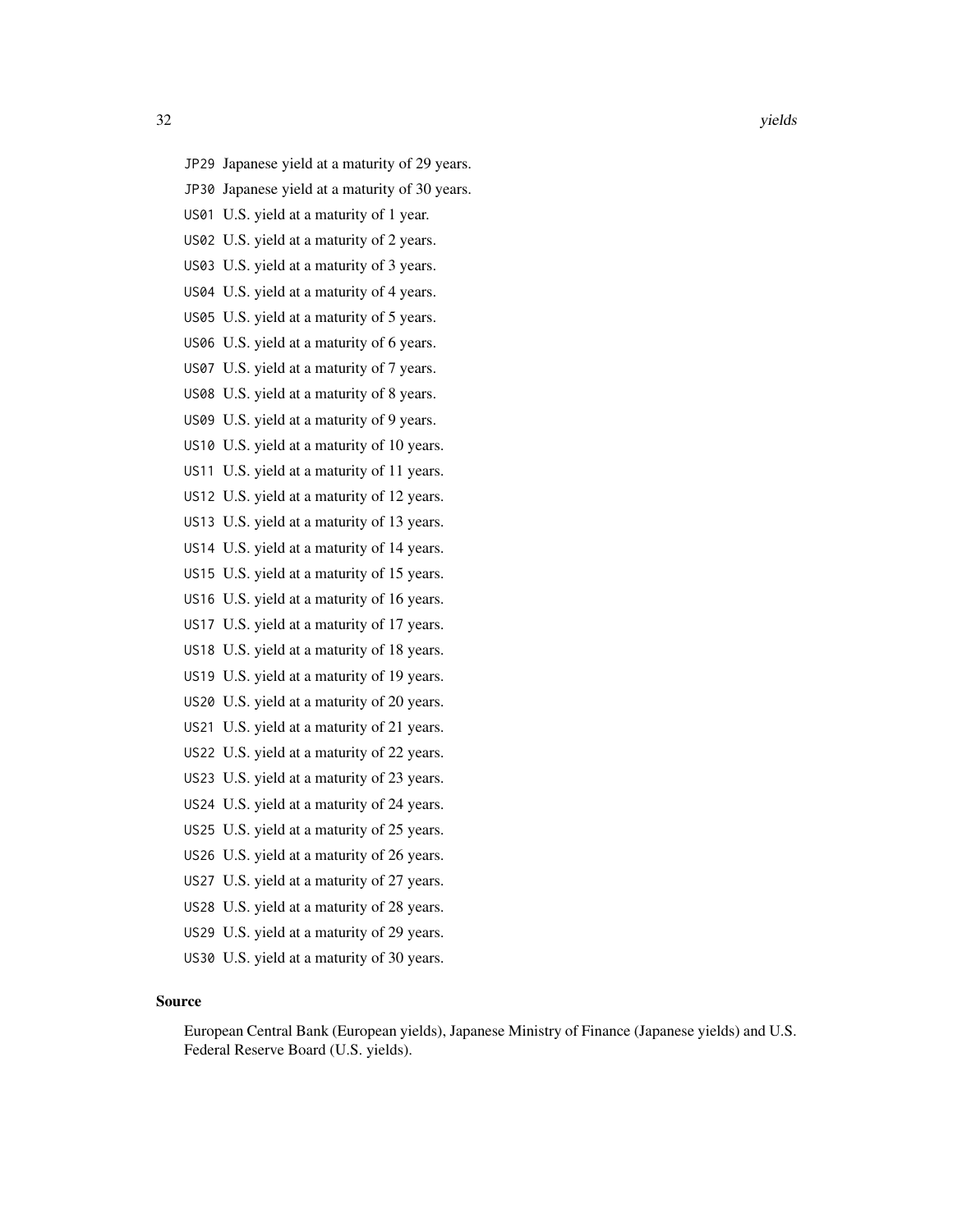JP29 Japanese yield at a maturity of 29 years.

JP30 Japanese yield at a maturity of 30 years.

US01 U.S. yield at a maturity of 1 year.

US02 U.S. yield at a maturity of 2 years.

US03 U.S. yield at a maturity of 3 years.

US04 U.S. yield at a maturity of 4 years.

US05 U.S. yield at a maturity of 5 years.

US06 U.S. yield at a maturity of 6 years.

US07 U.S. yield at a maturity of 7 years.

US08 U.S. yield at a maturity of 8 years.

US09 U.S. yield at a maturity of 9 years.

US10 U.S. yield at a maturity of 10 years.

US11 U.S. yield at a maturity of 11 years.

US12 U.S. yield at a maturity of 12 years.

US13 U.S. yield at a maturity of 13 years.

US14 U.S. yield at a maturity of 14 years.

US15 U.S. yield at a maturity of 15 years.

US16 U.S. yield at a maturity of 16 years.

US17 U.S. yield at a maturity of 17 years.

US18 U.S. yield at a maturity of 18 years.

US19 U.S. yield at a maturity of 19 years.

US20 U.S. yield at a maturity of 20 years.

US21 U.S. yield at a maturity of 21 years.

US22 U.S. yield at a maturity of 22 years.

US23 U.S. yield at a maturity of 23 years.

US24 U.S. yield at a maturity of 24 years.

US25 U.S. yield at a maturity of 25 years.

US26 U.S. yield at a maturity of 26 years.

US27 U.S. yield at a maturity of 27 years.

US28 U.S. yield at a maturity of 28 years.

US29 U.S. yield at a maturity of 29 years.

US30 U.S. yield at a maturity of 30 years.

## Source

European Central Bank (European yields), Japanese Ministry of Finance (Japanese yields) and U.S. Federal Reserve Board (U.S. yields).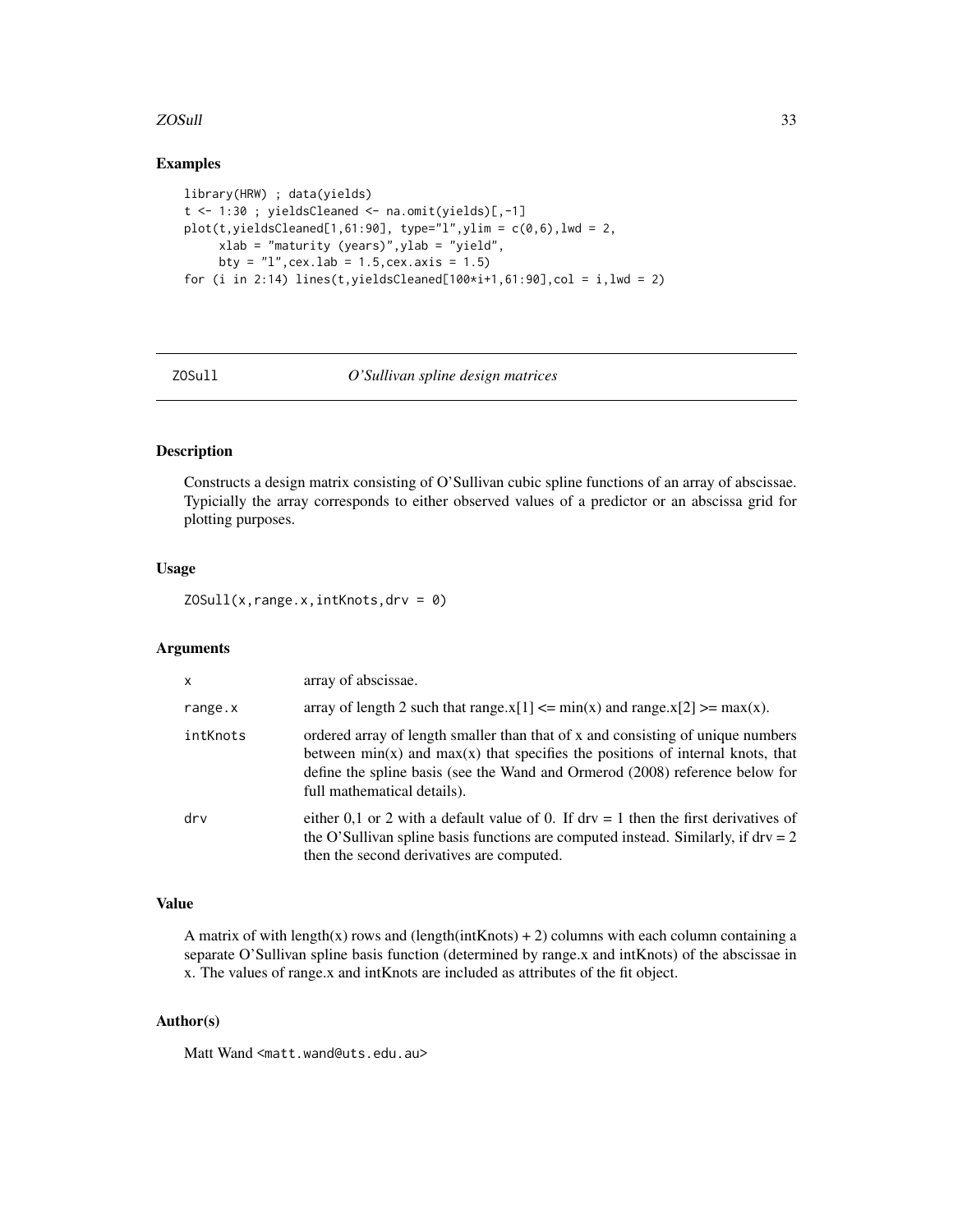## Examples

```
library(HRW) ; data(yields)
t <- 1:30 ; yieldsCleaned <- na.omit(yields)[,-1]
plot(t,yieldsCleaned[1,61:90], type="l",ylim = c(0,6),lwd = 2,
     xlab = "maturity (years)",ylab = "yield",
     bty = "l",cex.lab = 1.5,cex.axis = 1.5)
for (i in 2:14) lines(t,yieldsCleaned[100*i+1,61:90],col = i,lwd = 2)
```

---

# ZOSull *O'Sullivan spline design matrices*

---

## Description

Constructs a design matrix consisting of O'Sullivan cubic spline functions of an array of abscissae. Typicially the array corresponds to either observed values of a predictor or an abscissa grid for plotting purposes.

## Usage

```
ZOSull(x,range.x,intKnots,drv = 0)
```

## Arguments

| | |
|---|---|
| x | array of abscissae. |
| range.x | array of length 2 such that range.x[1] <= min(x) and range.x[2] >= max(x). |
| intKnots | ordered array of length smaller than that of x and consisting of unique numbers between min(x) and max(x) that specifies the positions of internal knots, that define the spline basis (see the Wand and Ormerod (2008) reference below for full mathematical details). |
| drv | either 0,1 or 2 with a default value of 0. If drv = 1 then the first derivatives of the O'Sullivan spline basis functions are computed instead. Similarly, if drv = 2 then the second derivatives are computed. |

## Value

A matrix of with length(x) rows and (length(intKnots) + 2) columns with each column containing a separate O'Sullivan spline basis function (determined by range.x and intKnots) of the abscissae in x. The values of range.x and intKnots are included as attributes of the fit object.

## Author(s)

Matt Wand <matt.wand@uts.edu.au>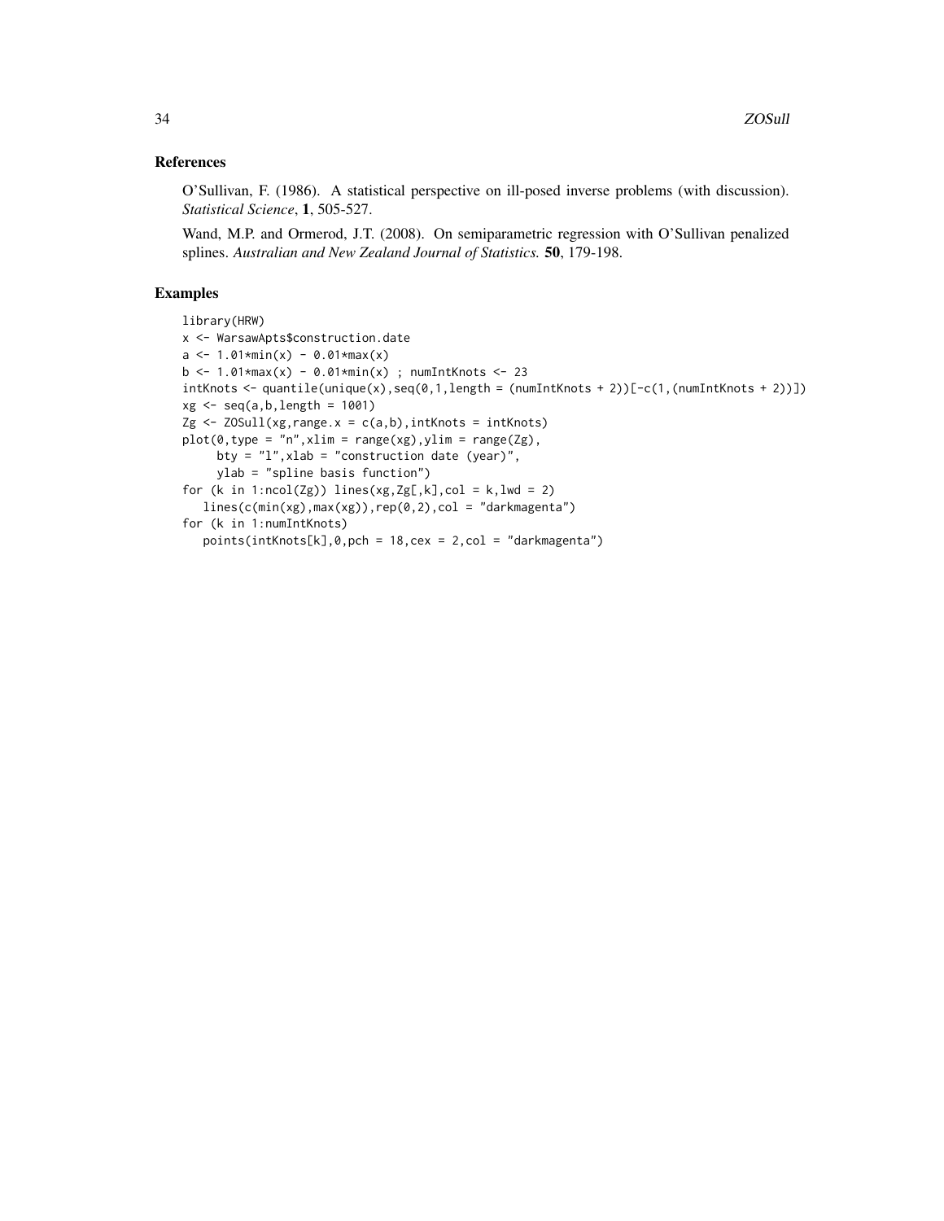## References

O'Sullivan, F. (1986). A statistical perspective on ill-posed inverse problems (with discussion). *Statistical Science*, **1**, 505-527.

Wand, M.P. and Ormerod, J.T. (2008). On semiparametric regression with O'Sullivan penalized splines. *Australian and New Zealand Journal of Statistics.* **50**, 179-198.

## Examples

```
library(HRW)
x <- WarsawApts$construction.date
a <- 1.01*min(x) - 0.01*max(x)
b <- 1.01*max(x) - 0.01*min(x) ; numIntKnots <- 23
intKnots <- quantile(unique(x),seq(0,1,length = (numIntKnots + 2))[-c(1,(numIntKnots + 2))])
xg <- seq(a,b,length = 1001)
Zg <- ZOSull(xg,range.x = c(a,b),intKnots = intKnots)
plot(0,type = "n",xlim = range(xg),ylim = range(Zg),
     bty = "l",xlab = "construction date (year)",
     ylab = "spline basis function")
for (k in 1:ncol(Zg)) lines(xg,Zg[,k],col = k,lwd = 2)
   lines(c(min(xg),max(xg)),rep(0,2),col = "darkmagenta")
for (k in 1:numIntKnots)
   points(intKnots[k],0,pch = 18,cex = 2,col = "darkmagenta")
```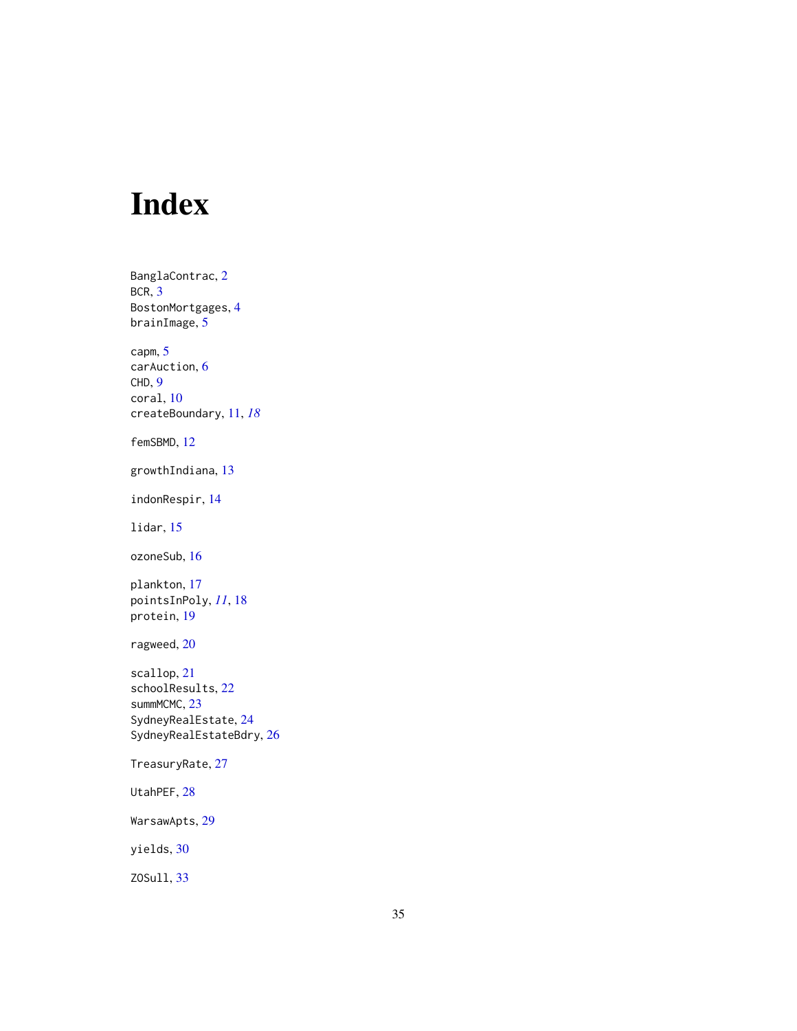# Index

BanglaContrac, 2
BCR, 3
BostonMortgages, 4
brainImage, 5

capm, 5
carAuction, 6
CHD, 9
coral, 10
createBoundary, 11, *18*

femSBMD, 12

growthIndiana, 13

indonRespir, 14

lidar, 15

ozoneSub, 16

plankton, 17
pointsInPoly, *11*, 18
protein, 19

ragweed, 20

scallop, 21
schoolResults, 22
summMCMC, 23
SydneyRealEstate, 24
SydneyRealEstateBdry, 26

TreasuryRate, 27

UtahPEF, 28

WarsawApts, 29

yields, 30

ZOSull, 33